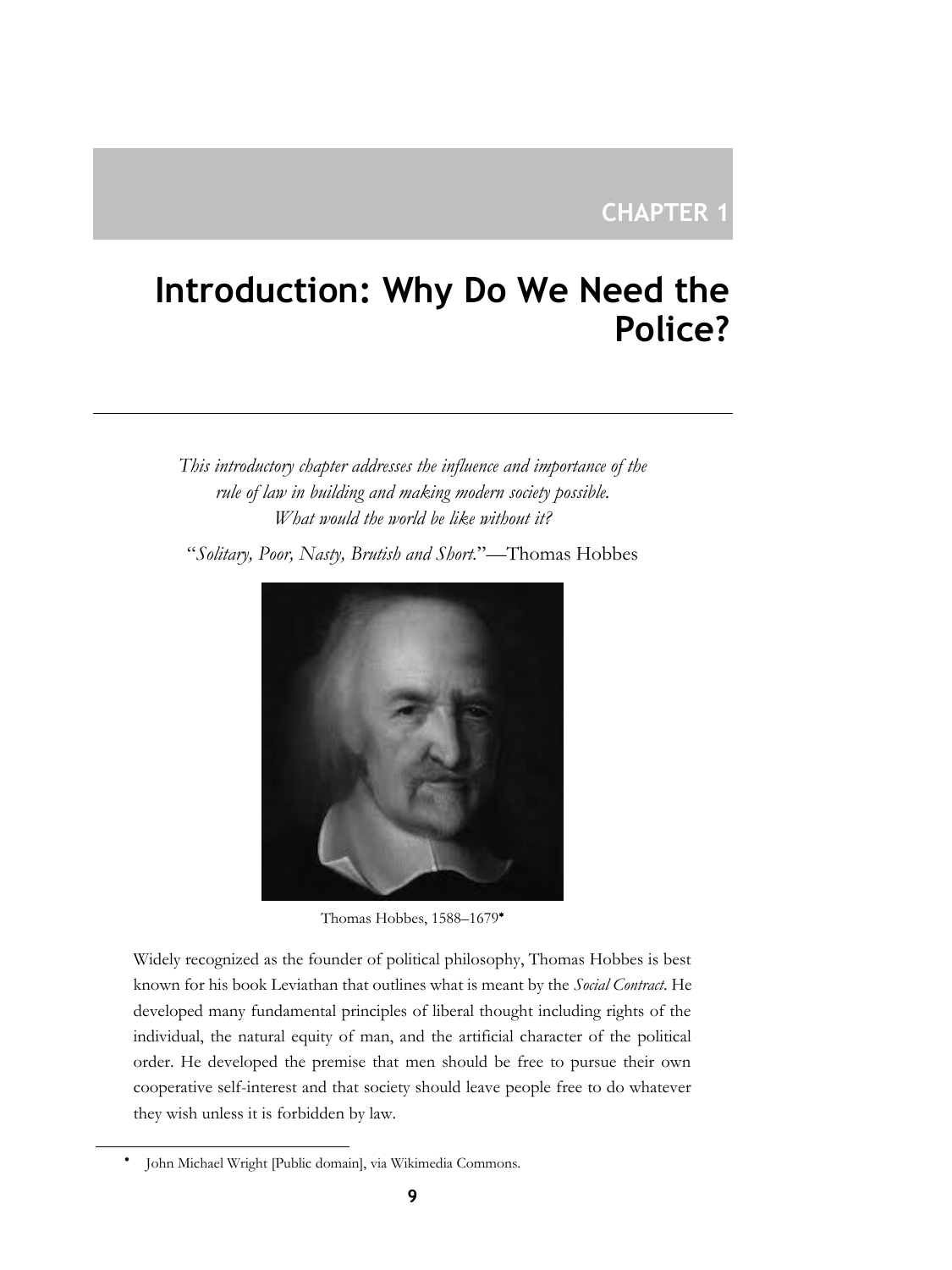CHAPTER 1

# Introduction: Why Do We Need the Police?

*This introductory chapter addresses the influence and importance of the rule of law in building and making modern society possible. What would the world be like without it?*

"*Solitary, Poor, Nasty, Brutish and Short.*"—Thomas Hobbes

Thomas Hobbes, 1588–1679[•]

Widely recognized as the founder of political philosophy, Thomas Hobbes is best known for his book Leviathan that outlines what is meant by the *Social Contract.* He developed many fundamental principles of liberal thought including rights of the individual, the natural equity of man, and the artificial character of the political order. He developed the premise that men should be free to pursue their own cooperative self-interest and that society should leave people free to do whatever they wish unless it is forbidden by law.

[•] John Michael Wright [Public domain], via Wikimedia Commons.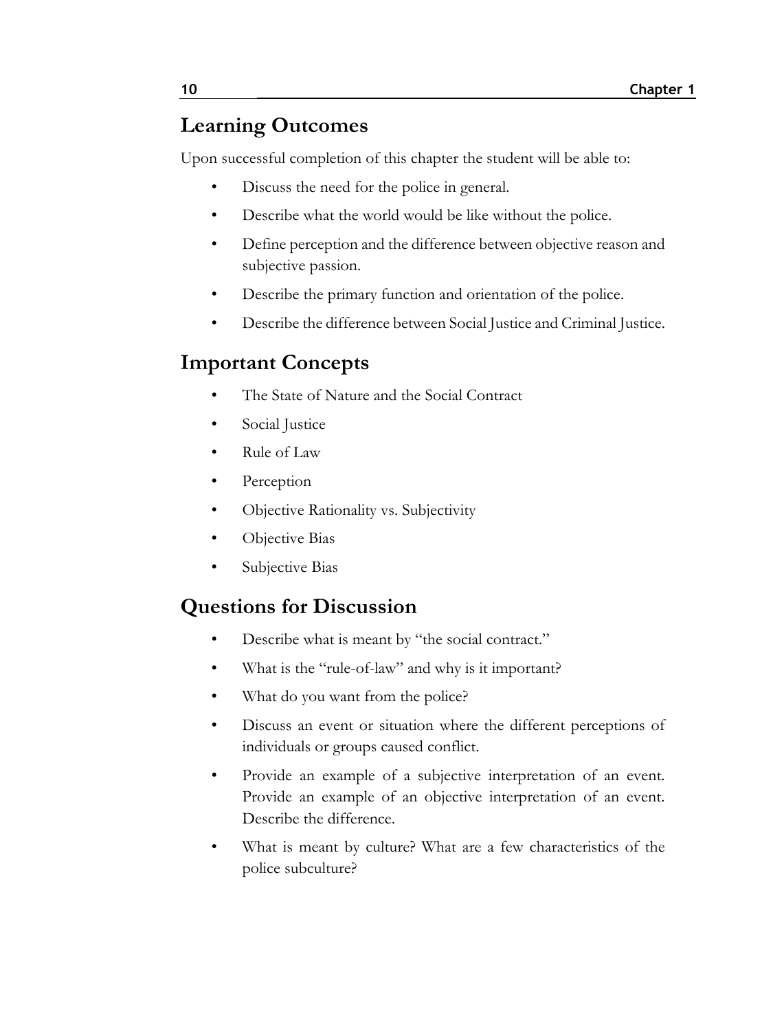## Learning Outcomes

Upon successful completion of this chapter the student will be able to:

- Discuss the need for the police in general.
- Describe what the world would be like without the police.
- Define perception and the difference between objective reason and subjective passion.
- Describe the primary function and orientation of the police.
- Describe the difference between Social Justice and Criminal Justice.

## Important Concepts

- The State of Nature and the Social Contract
- Social Justice
- Rule of Law
- Perception
- Objective Rationality vs. Subjectivity
- Objective Bias
- Subjective Bias

## Questions for Discussion

- Describe what is meant by "the social contract."
- What is the "rule-of-law" and why is it important?
- What do you want from the police?
- Discuss an event or situation where the different perceptions of individuals or groups caused conflict.
- Provide an example of a subjective interpretation of an event. Provide an example of an objective interpretation of an event. Describe the difference.
- What is meant by culture? What are a few characteristics of the police subculture?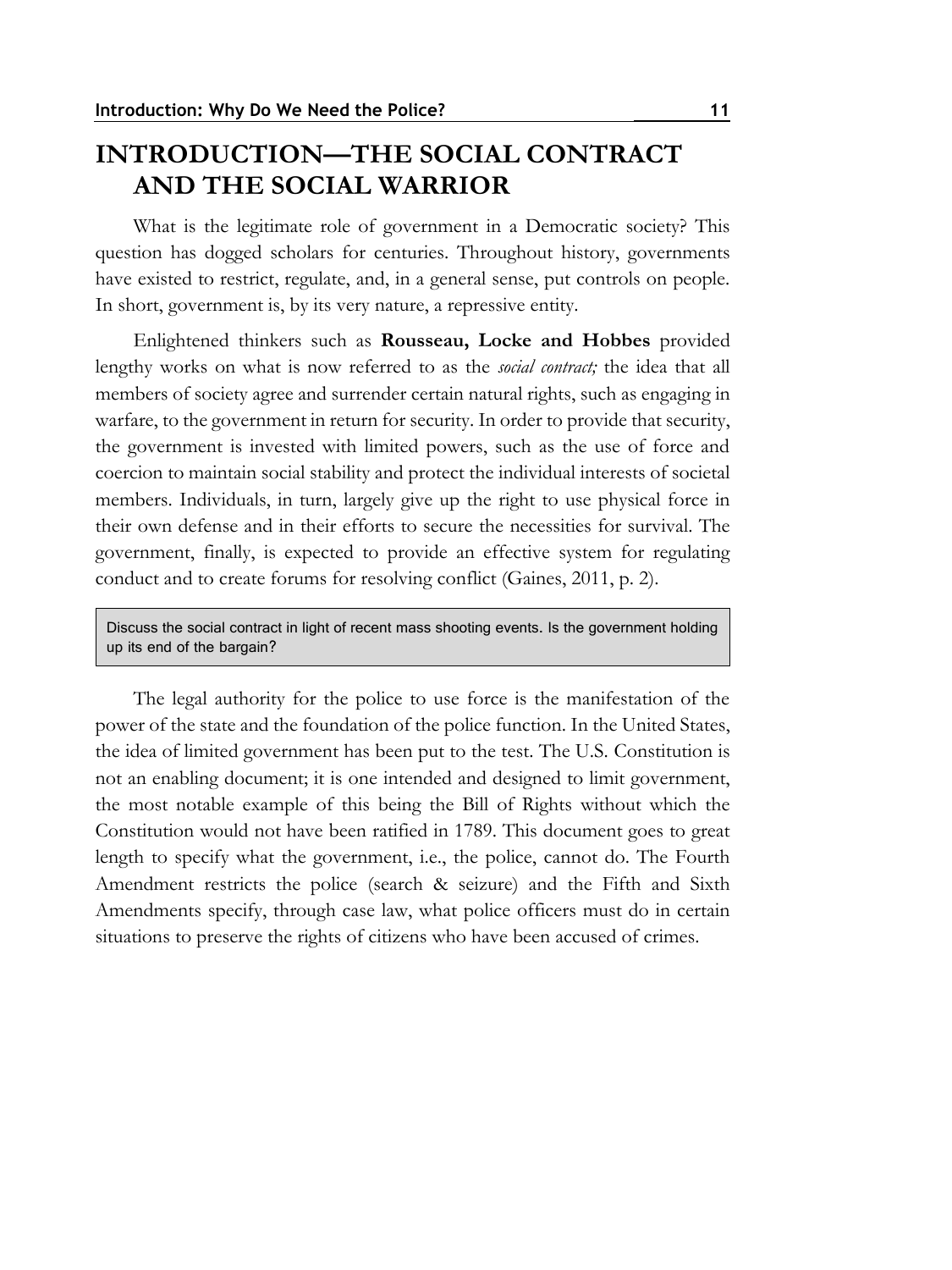# INTRODUCTION—THE SOCIAL CONTRACT AND THE SOCIAL WARRIOR

What is the legitimate role of government in a Democratic society? This question has dogged scholars for centuries. Throughout history, governments have existed to restrict, regulate, and, in a general sense, put controls on people. In short, government is, by its very nature, a repressive entity.

Enlightened thinkers such as **Rousseau, Locke and Hobbes** provided lengthy works on what is now referred to as the *social contract;* the idea that all members of society agree and surrender certain natural rights, such as engaging in warfare, to the government in return for security. In order to provide that security, the government is invested with limited powers, such as the use of force and coercion to maintain social stability and protect the individual interests of societal members. Individuals, in turn, largely give up the right to use physical force in their own defense and in their efforts to secure the necessities for survival. The government, finally, is expected to provide an effective system for regulating conduct and to create forums for resolving conflict (Gaines, 2011, p. 2).

> Discuss the social contract in light of recent mass shooting events. Is the government holding up its end of the bargain?

The legal authority for the police to use force is the manifestation of the power of the state and the foundation of the police function. In the United States, the idea of limited government has been put to the test. The U.S. Constitution is not an enabling document; it is one intended and designed to limit government, the most notable example of this being the Bill of Rights without which the Constitution would not have been ratified in 1789. This document goes to great length to specify what the government, i.e., the police, cannot do. The Fourth Amendment restricts the police (search & seizure) and the Fifth and Sixth Amendments specify, through case law, what police officers must do in certain situations to preserve the rights of citizens who have been accused of crimes.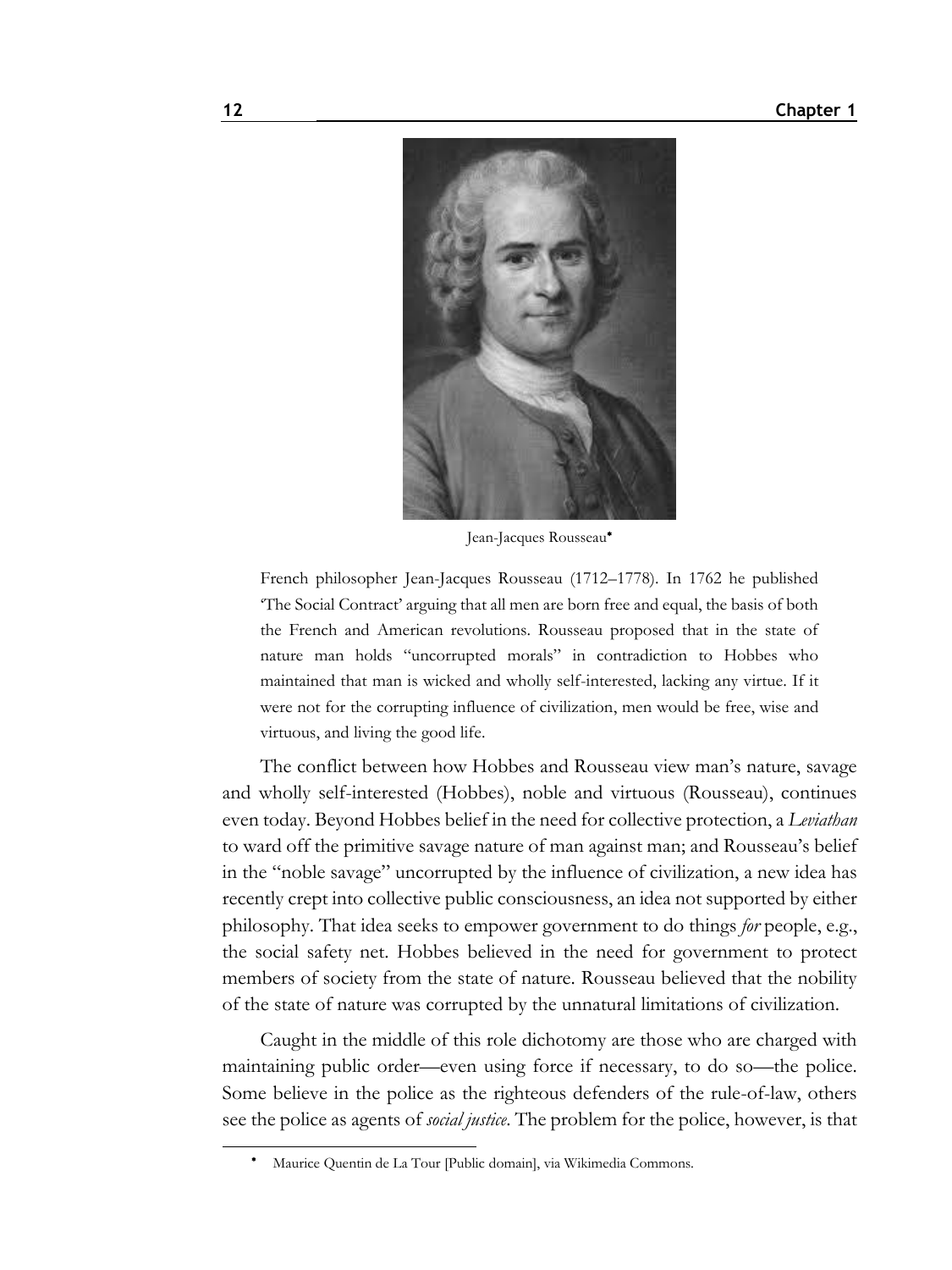Jean-Jacques Rousseau[•]

> French philosopher Jean-Jacques Rousseau (1712–1778). In 1762 he published 'The Social Contract' arguing that all men are born free and equal, the basis of both the French and American revolutions. Rousseau proposed that in the state of nature man holds "uncorrupted morals" in contradiction to Hobbes who maintained that man is wicked and wholly self-interested, lacking any virtue. If it were not for the corrupting influence of civilization, men would be free, wise and virtuous, and living the good life.

The conflict between how Hobbes and Rousseau view man's nature, savage and wholly self-interested (Hobbes), noble and virtuous (Rousseau), continues even today. Beyond Hobbes belief in the need for collective protection, a *Leviathan* to ward off the primitive savage nature of man against man; and Rousseau's belief in the "noble savage" uncorrupted by the influence of civilization, a new idea has recently crept into collective public consciousness, an idea not supported by either philosophy. That idea seeks to empower government to do things *for* people, e.g., the social safety net. Hobbes believed in the need for government to protect members of society from the state of nature. Rousseau believed that the nobility of the state of nature was corrupted by the unnatural limitations of civilization.

Caught in the middle of this role dichotomy are those who are charged with maintaining public order—even using force if necessary, to do so—the police. Some believe in the police as the righteous defenders of the rule-of-law, others see the police as agents of *social justice*. The problem for the police, however, is that

[•] Maurice Quentin de La Tour [Public domain], via Wikimedia Commons.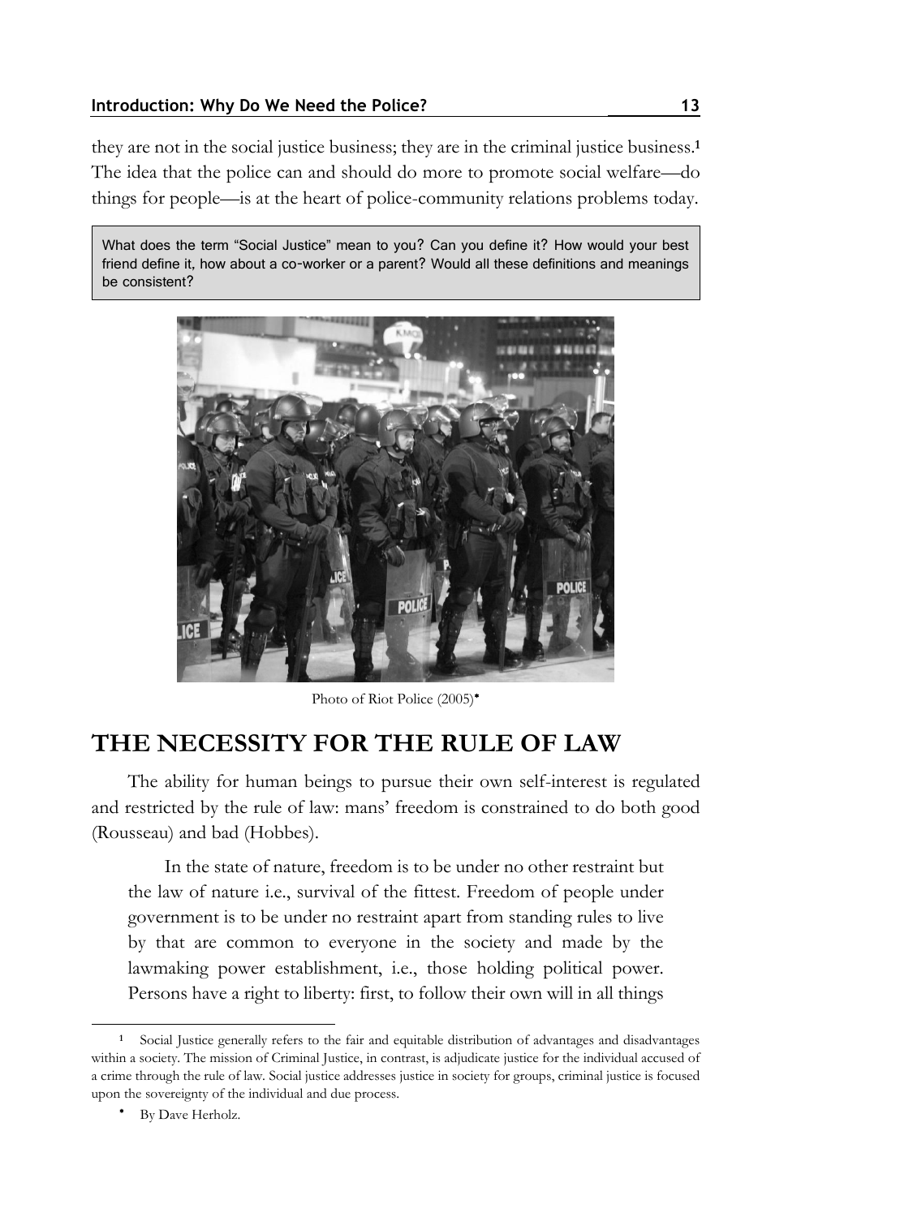they are not in the social justice business; they are in the criminal justice business.[1] The idea that the police can and should do more to promote social welfare—do things for people—is at the heart of police-community relations problems today.

> What does the term "Social Justice" mean to you? Can you define it? How would your best friend define it, how about a co-worker or a parent? Would all these definitions and meanings be consistent?

Photo of Riot Police (2005)*

## THE NECESSITY FOR THE RULE OF LAW

The ability for human beings to pursue their own self-interest is regulated and restricted by the rule of law: mans' freedom is constrained to do both good (Rousseau) and bad (Hobbes).

> In the state of nature, freedom is to be under no other restraint but the law of nature i.e., survival of the fittest. Freedom of people under government is to be under no restraint apart from standing rules to live by that are common to everyone in the society and made by the lawmaking power establishment, i.e., those holding political power. Persons have a right to liberty: first, to follow their own will in all things

---

[1] Social Justice generally refers to the fair and equitable distribution of advantages and disadvantages within a society. The mission of Criminal Justice, in contrast, is adjudicate justice for the individual accused of a crime through the rule of law. Social justice addresses justice in society for groups, criminal justice is focused upon the sovereignty of the individual and due process.

* By Dave Herholz.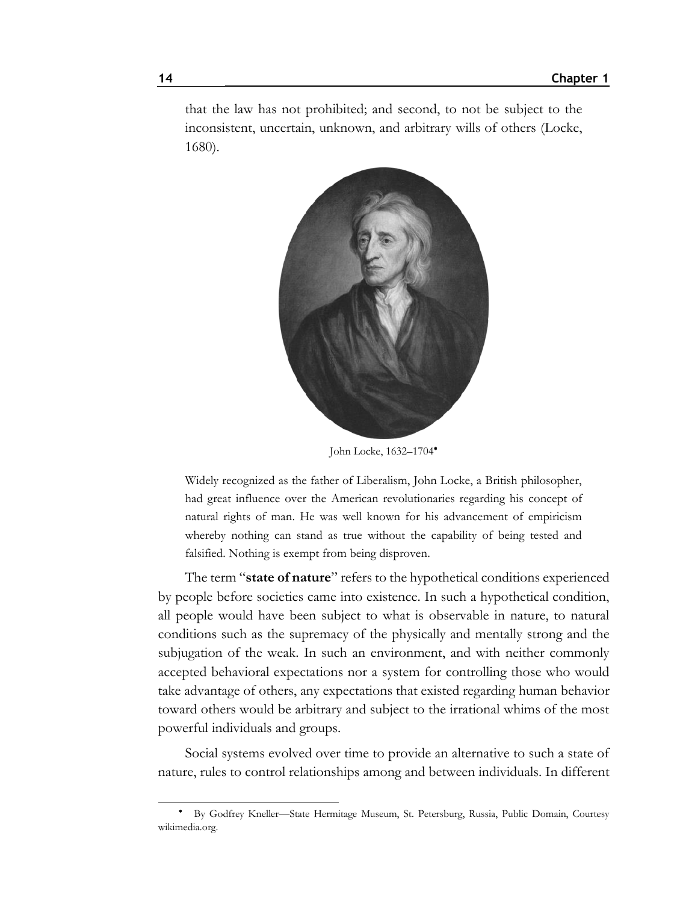that the law has not prohibited; and second, to not be subject to the inconsistent, uncertain, unknown, and arbitrary wills of others (Locke, 1680).

John Locke, 1632–1704[•]

Widely recognized as the father of Liberalism, John Locke, a British philosopher, had great influence over the American revolutionaries regarding his concept of natural rights of man. He was well known for his advancement of empiricism whereby nothing can stand as true without the capability of being tested and falsified. Nothing is exempt from being disproven.

The term "**state of nature**" refers to the hypothetical conditions experienced by people before societies came into existence. In such a hypothetical condition, all people would have been subject to what is observable in nature, to natural conditions such as the supremacy of the physically and mentally strong and the subjugation of the weak. In such an environment, and with neither commonly accepted behavioral expectations nor a system for controlling those who would take advantage of others, any expectations that existed regarding human behavior toward others would be arbitrary and subject to the irrational whims of the most powerful individuals and groups.

Social systems evolved over time to provide an alternative to such a state of nature, rules to control relationships among and between individuals. In different

[•] By Godfrey Kneller—State Hermitage Museum, St. Petersburg, Russia, Public Domain, Courtesy wikimedia.org.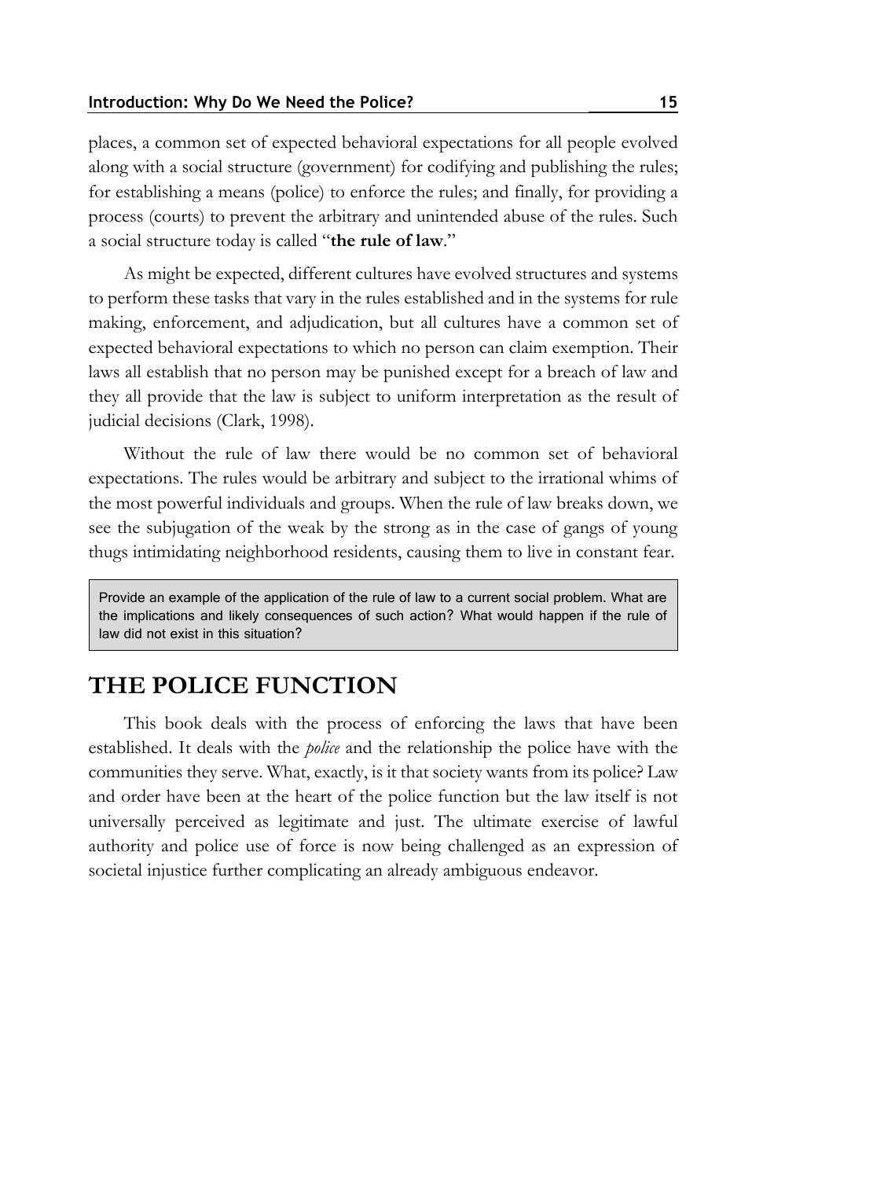places, a common set of expected behavioral expectations for all people evolved along with a social structure (government) for codifying and publishing the rules; for establishing a means (police) to enforce the rules; and finally, for providing a process (courts) to prevent the arbitrary and unintended abuse of the rules. Such a social structure today is called "**the rule of law**."

As might be expected, different cultures have evolved structures and systems to perform these tasks that vary in the rules established and in the systems for rule making, enforcement, and adjudication, but all cultures have a common set of expected behavioral expectations to which no person can claim exemption. Their laws all establish that no person may be punished except for a breach of law and they all provide that the law is subject to uniform interpretation as the result of judicial decisions (Clark, 1998).

Without the rule of law there would be no common set of behavioral expectations. The rules would be arbitrary and subject to the irrational whims of the most powerful individuals and groups. When the rule of law breaks down, we see the subjugation of the weak by the strong as in the case of gangs of young thugs intimidating neighborhood residents, causing them to live in constant fear.

> Provide an example of the application of the rule of law to a current social problem. What are the implications and likely consequences of such action? What would happen if the rule of law did not exist in this situation?

## THE POLICE FUNCTION

This book deals with the process of enforcing the laws that have been established. It deals with the *police* and the relationship the police have with the communities they serve. What, exactly, is it that society wants from its police? Law and order have been at the heart of the police function but the law itself is not universally perceived as legitimate and just. The ultimate exercise of lawful authority and police use of force is now being challenged as an expression of societal injustice further complicating an already ambiguous endeavor.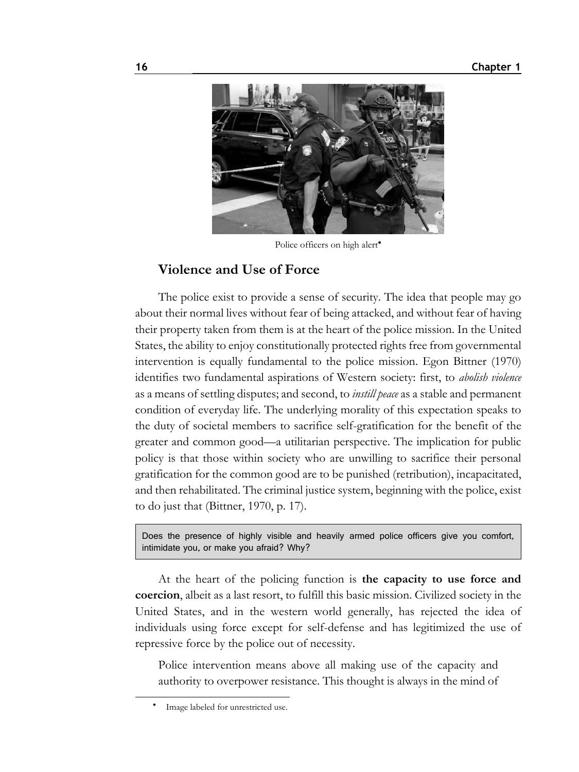Police officers on high alert•

## Violence and Use of Force

The police exist to provide a sense of security. The idea that people may go about their normal lives without fear of being attacked, and without fear of having their property taken from them is at the heart of the police mission. In the United States, the ability to enjoy constitutionally protected rights free from governmental intervention is equally fundamental to the police mission. Egon Bittner (1970) identifies two fundamental aspirations of Western society: first, to *abolish violence* as a means of settling disputes; and second, to *instill peace* as a stable and permanent condition of everyday life. The underlying morality of this expectation speaks to the duty of societal members to sacrifice self-gratification for the benefit of the greater and common good—a utilitarian perspective. The implication for public policy is that those within society who are unwilling to sacrifice their personal gratification for the common good are to be punished (retribution), incapacitated, and then rehabilitated. The criminal justice system, beginning with the police, exist to do just that (Bittner, 1970, p. 17).

> Does the presence of highly visible and heavily armed police officers give you comfort, intimidate you, or make you afraid? Why?

At the heart of the policing function is **the capacity to use force and coercion**, albeit as a last resort, to fulfill this basic mission. Civilized society in the United States, and in the western world generally, has rejected the idea of individuals using force except for self-defense and has legitimized the use of repressive force by the police out of necessity.

> Police intervention means above all making use of the capacity and authority to overpower resistance. This thought is always in the mind of

• Image labeled for unrestricted use.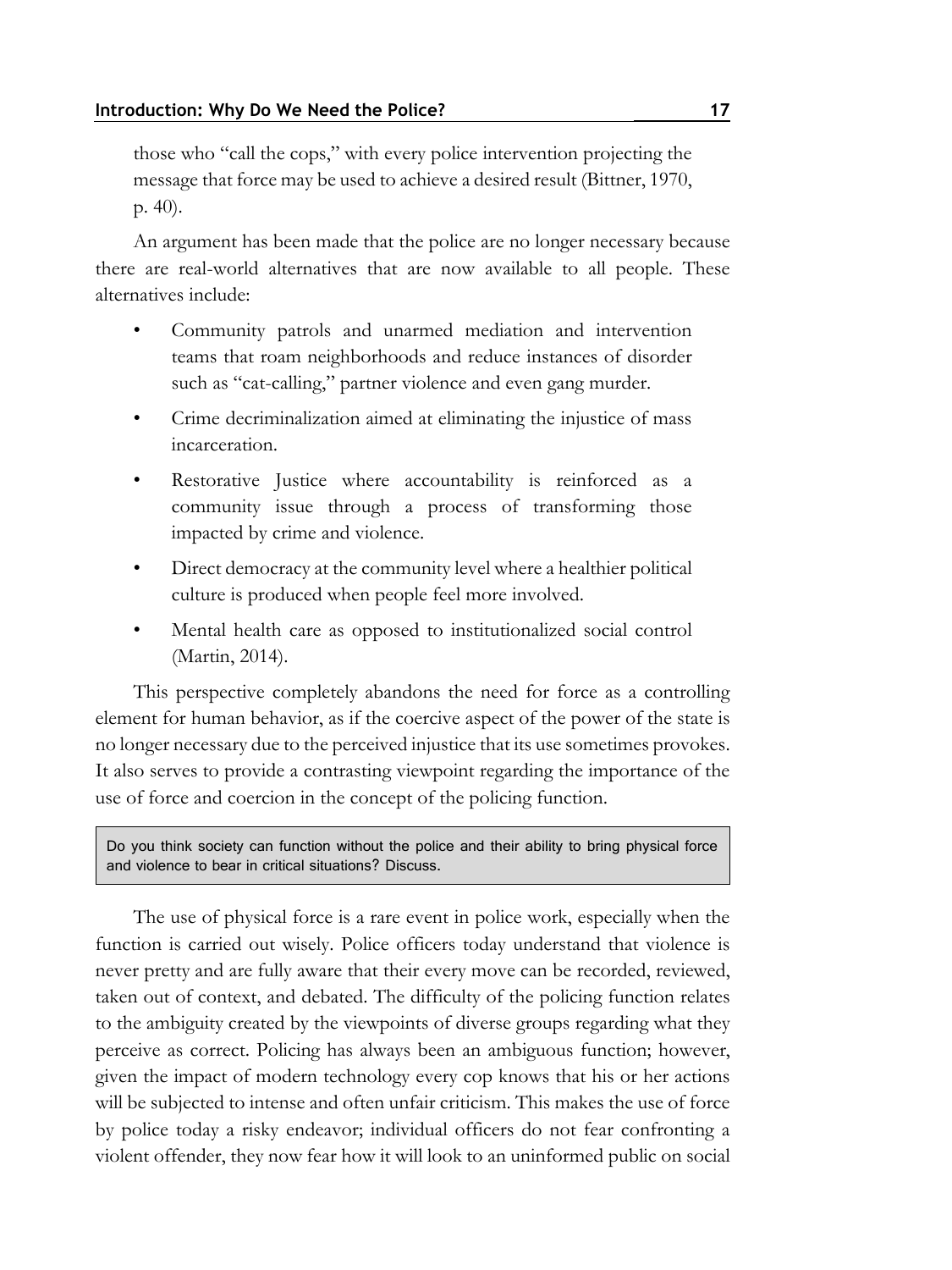those who "call the cops," with every police intervention projecting the message that force may be used to achieve a desired result (Bittner, 1970, p. 40).

An argument has been made that the police are no longer necessary because there are real-world alternatives that are now available to all people. These alternatives include:

- Community patrols and unarmed mediation and intervention teams that roam neighborhoods and reduce instances of disorder such as "cat-calling," partner violence and even gang murder.
- Crime decriminalization aimed at eliminating the injustice of mass incarceration.
- Restorative Justice where accountability is reinforced as a community issue through a process of transforming those impacted by crime and violence.
- Direct democracy at the community level where a healthier political culture is produced when people feel more involved.
- Mental health care as opposed to institutionalized social control (Martin, 2014).

This perspective completely abandons the need for force as a controlling element for human behavior, as if the coercive aspect of the power of the state is no longer necessary due to the perceived injustice that its use sometimes provokes. It also serves to provide a contrasting viewpoint regarding the importance of the use of force and coercion in the concept of the policing function.

> Do you think society can function without the police and their ability to bring physical force and violence to bear in critical situations? Discuss.

The use of physical force is a rare event in police work, especially when the function is carried out wisely. Police officers today understand that violence is never pretty and are fully aware that their every move can be recorded, reviewed, taken out of context, and debated. The difficulty of the policing function relates to the ambiguity created by the viewpoints of diverse groups regarding what they perceive as correct. Policing has always been an ambiguous function; however, given the impact of modern technology every cop knows that his or her actions will be subjected to intense and often unfair criticism. This makes the use of force by police today a risky endeavor; individual officers do not fear confronting a violent offender, they now fear how it will look to an uninformed public on social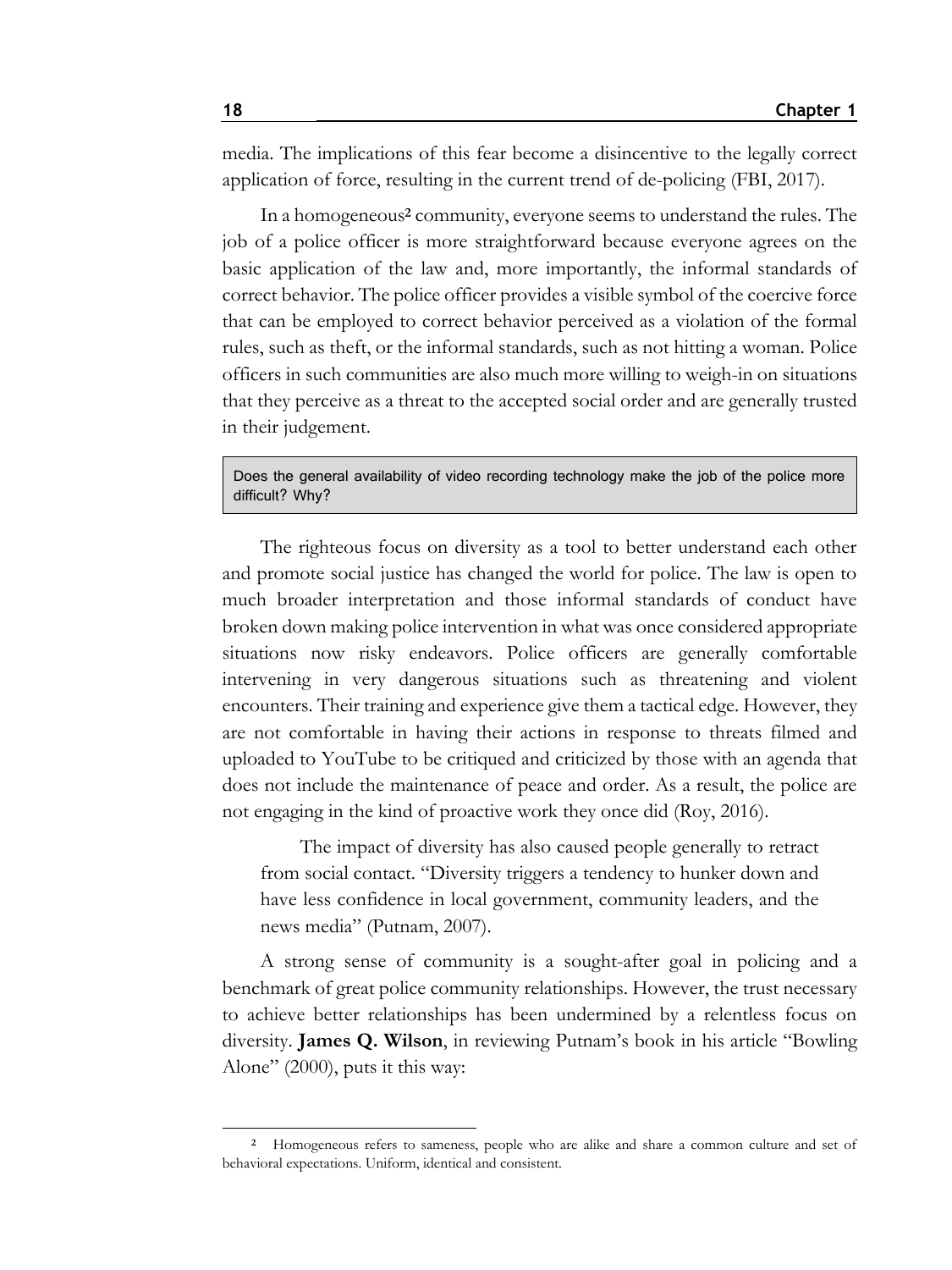media. The implications of this fear become a disincentive to the legally correct application of force, resulting in the current trend of de-policing (FBI, 2017).

In a homogeneous[2] community, everyone seems to understand the rules. The job of a police officer is more straightforward because everyone agrees on the basic application of the law and, more importantly, the informal standards of correct behavior. The police officer provides a visible symbol of the coercive force that can be employed to correct behavior perceived as a violation of the formal rules, such as theft, or the informal standards, such as not hitting a woman. Police officers in such communities are also much more willing to weigh-in on situations that they perceive as a threat to the accepted social order and are generally trusted in their judgement.

> Does the general availability of video recording technology make the job of the police more difficult? Why?

The righteous focus on diversity as a tool to better understand each other and promote social justice has changed the world for police. The law is open to much broader interpretation and those informal standards of conduct have broken down making police intervention in what was once considered appropriate situations now risky endeavors. Police officers are generally comfortable intervening in very dangerous situations such as threatening and violent encounters. Their training and experience give them a tactical edge. However, they are not comfortable in having their actions in response to threats filmed and uploaded to YouTube to be critiqued and criticized by those with an agenda that does not include the maintenance of peace and order. As a result, the police are not engaging in the kind of proactive work they once did (Roy, 2016).

> The impact of diversity has also caused people generally to retract from social contact. "Diversity triggers a tendency to hunker down and have less confidence in local government, community leaders, and the news media" (Putnam, 2007).

A strong sense of community is a sought-after goal in policing and a benchmark of great police community relationships. However, the trust necessary to achieve better relationships has been undermined by a relentless focus on diversity. **James Q. Wilson**, in reviewing Putnam's book in his article "Bowling Alone" (2000), puts it this way:

---

[2] Homogeneous refers to sameness, people who are alike and share a common culture and set of behavioral expectations. Uniform, identical and consistent.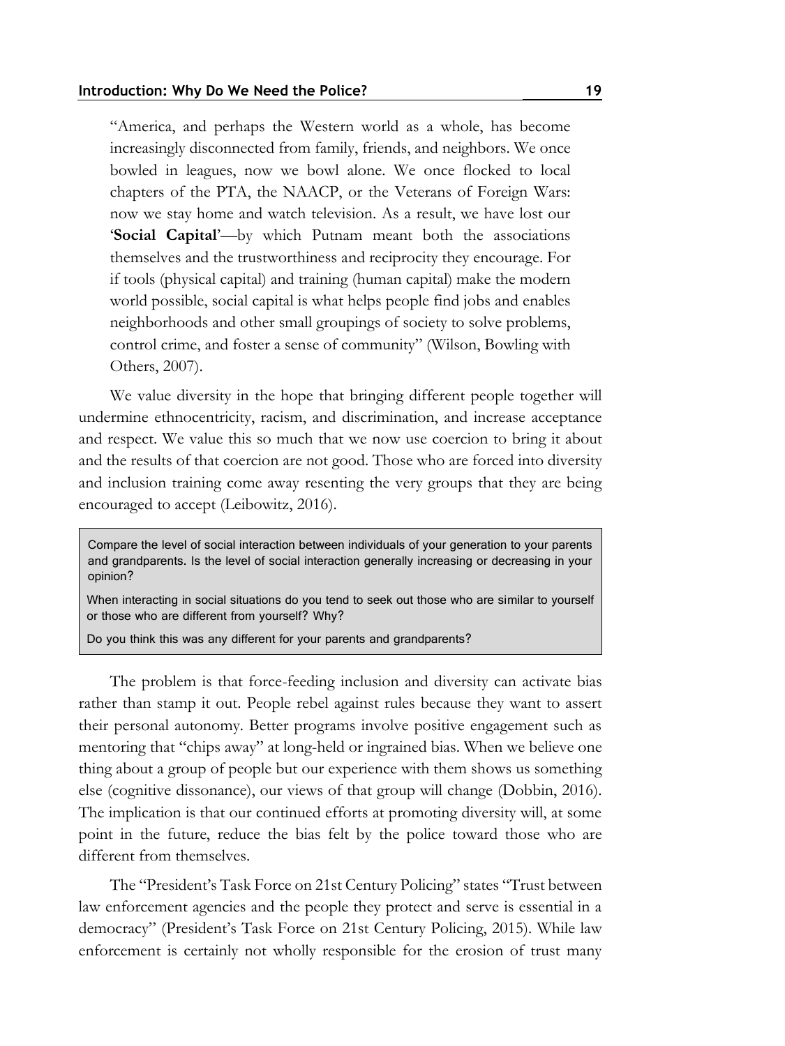> "America, and perhaps the Western world as a whole, has become increasingly disconnected from family, friends, and neighbors. We once bowled in leagues, now we bowl alone. We once flocked to local chapters of the PTA, the NAACP, or the Veterans of Foreign Wars: now we stay home and watch television. As a result, we have lost our '**Social Capital**'—by which Putnam meant both the associations themselves and the trustworthiness and reciprocity they encourage. For if tools (physical capital) and training (human capital) make the modern world possible, social capital is what helps people find jobs and enables neighborhoods and other small groupings of society to solve problems, control crime, and foster a sense of community" (Wilson, Bowling with Others, 2007).

We value diversity in the hope that bringing different people together will undermine ethnocentricity, racism, and discrimination, and increase acceptance and respect. We value this so much that we now use coercion to bring it about and the results of that coercion are not good. Those who are forced into diversity and inclusion training come away resenting the very groups that they are being encouraged to accept (Leibowitz, 2016).

> Compare the level of social interaction between individuals of your generation to your parents and grandparents. Is the level of social interaction generally increasing or decreasing in your opinion?
>
> When interacting in social situations do you tend to seek out those who are similar to yourself or those who are different from yourself? Why?
>
> Do you think this was any different for your parents and grandparents?

The problem is that force-feeding inclusion and diversity can activate bias rather than stamp it out. People rebel against rules because they want to assert their personal autonomy. Better programs involve positive engagement such as mentoring that "chips away" at long-held or ingrained bias. When we believe one thing about a group of people but our experience with them shows us something else (cognitive dissonance), our views of that group will change (Dobbin, 2016). The implication is that our continued efforts at promoting diversity will, at some point in the future, reduce the bias felt by the police toward those who are different from themselves.

The "President's Task Force on 21st Century Policing" states "Trust between law enforcement agencies and the people they protect and serve is essential in a democracy" (President's Task Force on 21st Century Policing, 2015). While law enforcement is certainly not wholly responsible for the erosion of trust many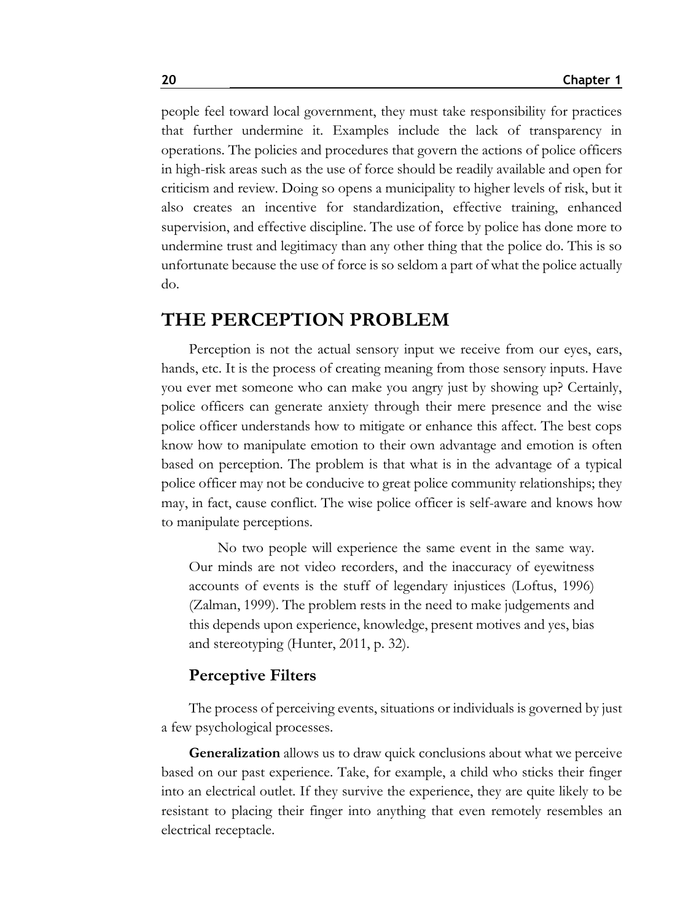people feel toward local government, they must take responsibility for practices that further undermine it. Examples include the lack of transparency in operations. The policies and procedures that govern the actions of police officers in high-risk areas such as the use of force should be readily available and open for criticism and review. Doing so opens a municipality to higher levels of risk, but it also creates an incentive for standardization, effective training, enhanced supervision, and effective discipline. The use of force by police has done more to undermine trust and legitimacy than any other thing that the police do. This is so unfortunate because the use of force is so seldom a part of what the police actually do.

## THE PERCEPTION PROBLEM

Perception is not the actual sensory input we receive from our eyes, ears, hands, etc. It is the process of creating meaning from those sensory inputs. Have you ever met someone who can make you angry just by showing up? Certainly, police officers can generate anxiety through their mere presence and the wise police officer understands how to mitigate or enhance this affect. The best cops know how to manipulate emotion to their own advantage and emotion is often based on perception. The problem is that what is in the advantage of a typical police officer may not be conducive to great police community relationships; they may, in fact, cause conflict. The wise police officer is self-aware and knows how to manipulate perceptions.

> No two people will experience the same event in the same way. Our minds are not video recorders, and the inaccuracy of eyewitness accounts of events is the stuff of legendary injustices (Loftus, 1996) (Zalman, 1999). The problem rests in the need to make judgements and this depends upon experience, knowledge, present motives and yes, bias and stereotyping (Hunter, 2011, p. 32).

### Perceptive Filters

The process of perceiving events, situations or individuals is governed by just a few psychological processes.

**Generalization** allows us to draw quick conclusions about what we perceive based on our past experience. Take, for example, a child who sticks their finger into an electrical outlet. If they survive the experience, they are quite likely to be resistant to placing their finger into anything that even remotely resembles an electrical receptacle.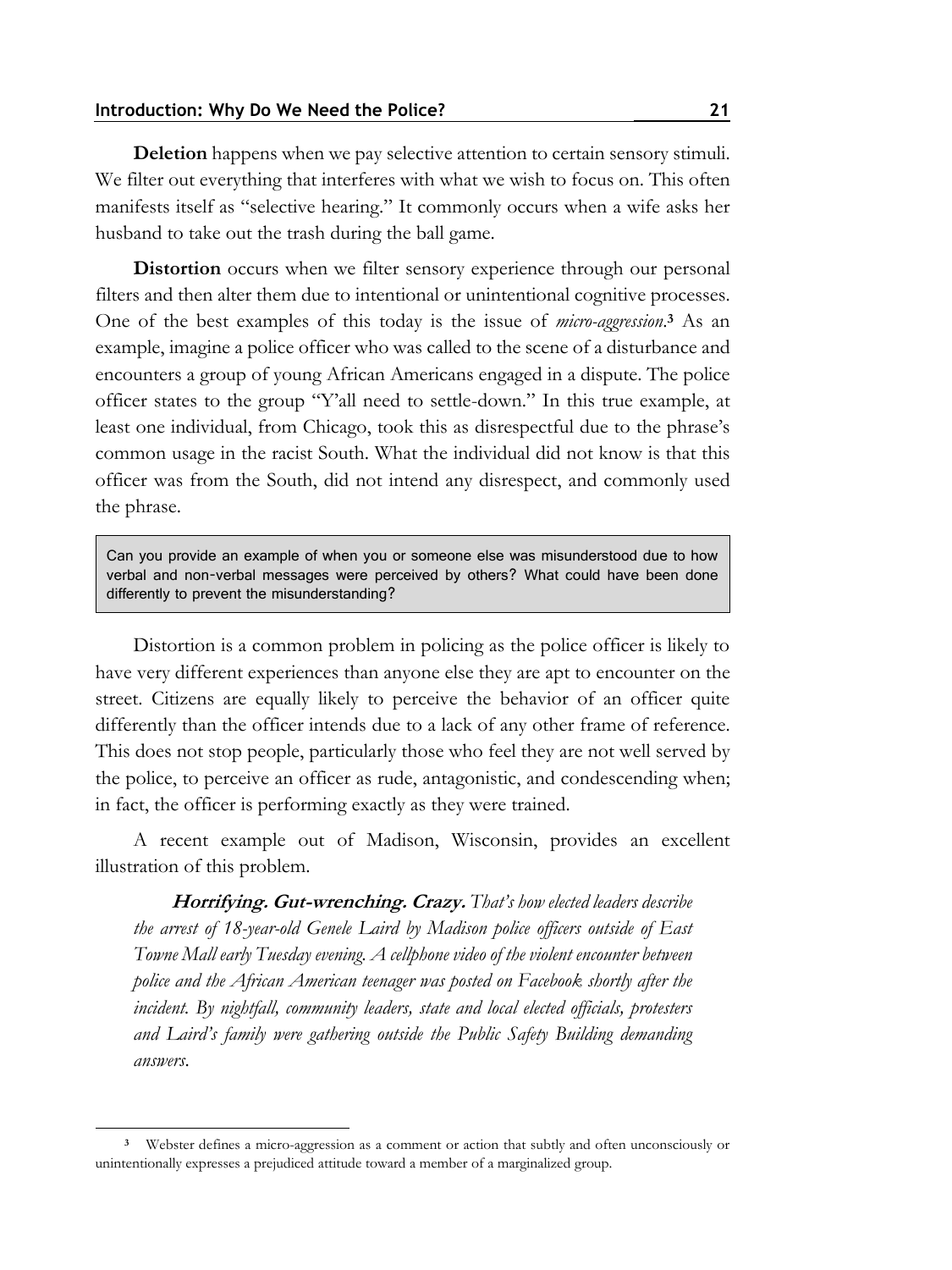**Deletion** happens when we pay selective attention to certain sensory stimuli. We filter out everything that interferes with what we wish to focus on. This often manifests itself as "selective hearing." It commonly occurs when a wife asks her husband to take out the trash during the ball game.

**Distortion** occurs when we filter sensory experience through our personal filters and then alter them due to intentional or unintentional cognitive processes. One of the best examples of this today is the issue of *micro-aggression*.[3] As an example, imagine a police officer who was called to the scene of a disturbance and encounters a group of young African Americans engaged in a dispute. The police officer states to the group "Y'all need to settle-down." In this true example, at least one individual, from Chicago, took this as disrespectful due to the phrase's common usage in the racist South. What the individual did not know is that this officer was from the South, did not intend any disrespect, and commonly used the phrase.

> Can you provide an example of when you or someone else was misunderstood due to how verbal and non-verbal messages were perceived by others? What could have been done differently to prevent the misunderstanding?

Distortion is a common problem in policing as the police officer is likely to have very different experiences than anyone else they are apt to encounter on the street. Citizens are equally likely to perceive the behavior of an officer quite differently than the officer intends due to a lack of any other frame of reference. This does not stop people, particularly those who feel they are not well served by the police, to perceive an officer as rude, antagonistic, and condescending when; in fact, the officer is performing exactly as they were trained.

A recent example out of Madison, Wisconsin, provides an excellent illustration of this problem.

> ***Horrifying. Gut-wrenching. Crazy.*** *That's how elected leaders describe the arrest of 18-year-old Genele Laird by Madison police officers outside of East Towne Mall early Tuesday evening. A cellphone video of the violent encounter between police and the African American teenager was posted on Facebook shortly after the incident. By nightfall, community leaders, state and local elected officials, protesters and Laird's family were gathering outside the Public Safety Building demanding answers.*

---

[3] Webster defines a micro-aggression as a comment or action that subtly and often unconsciously or unintentionally expresses a prejudiced attitude toward a member of a marginalized group.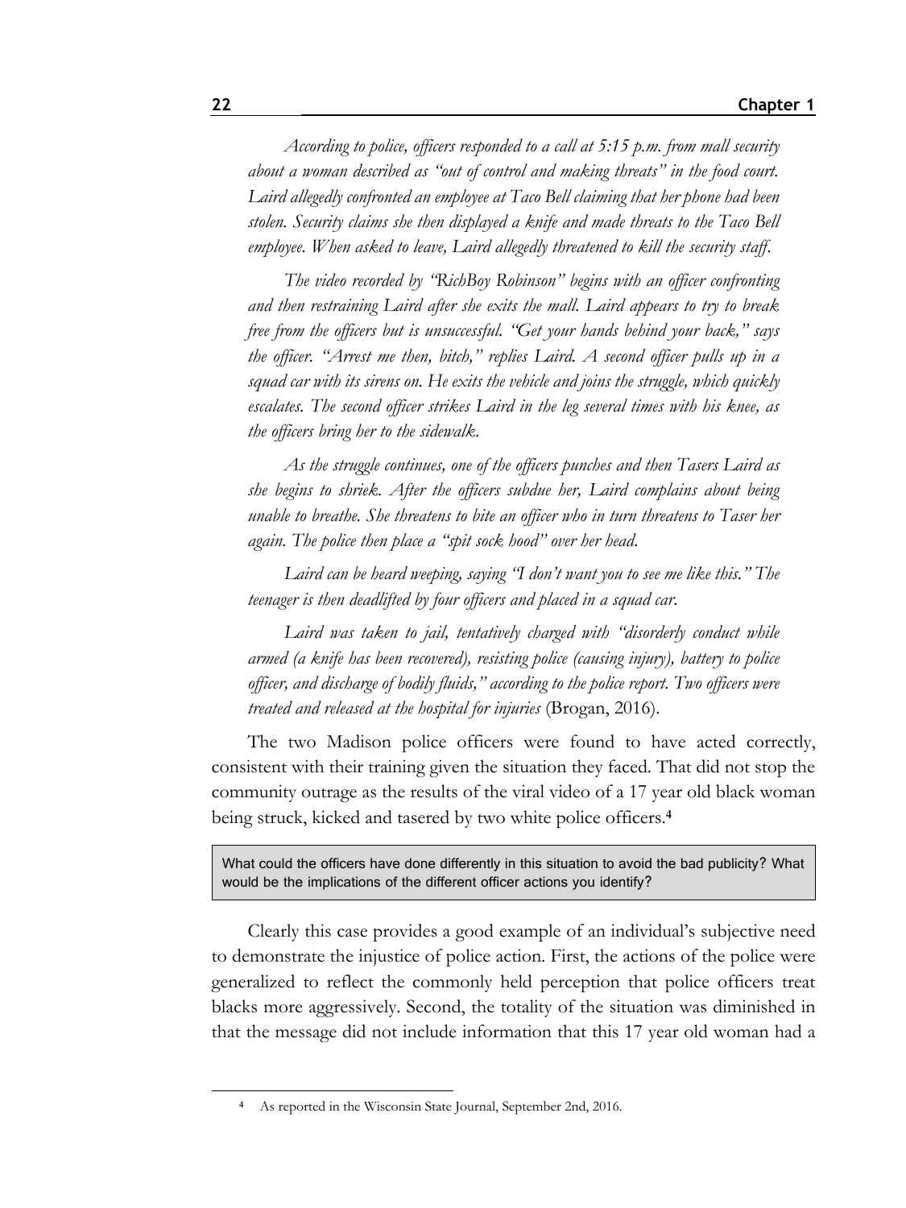*According to police, officers responded to a call at 5:15 p.m. from mall security about a woman described as "out of control and making threats" in the food court. Laird allegedly confronted an employee at Taco Bell claiming that her phone had been stolen. Security claims she then displayed a knife and made threats to the Taco Bell employee. When asked to leave, Laird allegedly threatened to kill the security staff.*

*The video recorded by "RichBoy Robinson" begins with an officer confronting and then restraining Laird after she exits the mall. Laird appears to try to break free from the officers but is unsuccessful. "Get your hands behind your back," says the officer. "Arrest me then, bitch," replies Laird. A second officer pulls up in a squad car with its sirens on. He exits the vehicle and joins the struggle, which quickly escalates. The second officer strikes Laird in the leg several times with his knee, as the officers bring her to the sidewalk.*

*As the struggle continues, one of the officers punches and then Tasers Laird as she begins to shriek. After the officers subdue her, Laird complains about being unable to breathe. She threatens to bite an officer who in turn threatens to Taser her again. The police then place a "spit sock hood" over her head.*

*Laird can be heard weeping, saying "I don't want you to see me like this." The teenager is then deadlifted by four officers and placed in a squad car.*

*Laird was taken to jail, tentatively charged with "disorderly conduct while armed (a knife has been recovered), resisting police (causing injury), battery to police officer, and discharge of bodily fluids," according to the police report. Two officers were treated and released at the hospital for injuries* (Brogan, 2016).

The two Madison police officers were found to have acted correctly, consistent with their training given the situation they faced. That did not stop the community outrage as the results of the viral video of a 17 year old black woman being struck, kicked and tasered by two white police officers.[4]

> What could the officers have done differently in this situation to avoid the bad publicity? What would be the implications of the different officer actions you identify?

Clearly this case provides a good example of an individual's subjective need to demonstrate the injustice of police action. First, the actions of the police were generalized to reflect the commonly held perception that police officers treat blacks more aggressively. Second, the totality of the situation was diminished in that the message did not include information that this 17 year old woman had a

[4] As reported in the Wisconsin State Journal, September 2nd, 2016.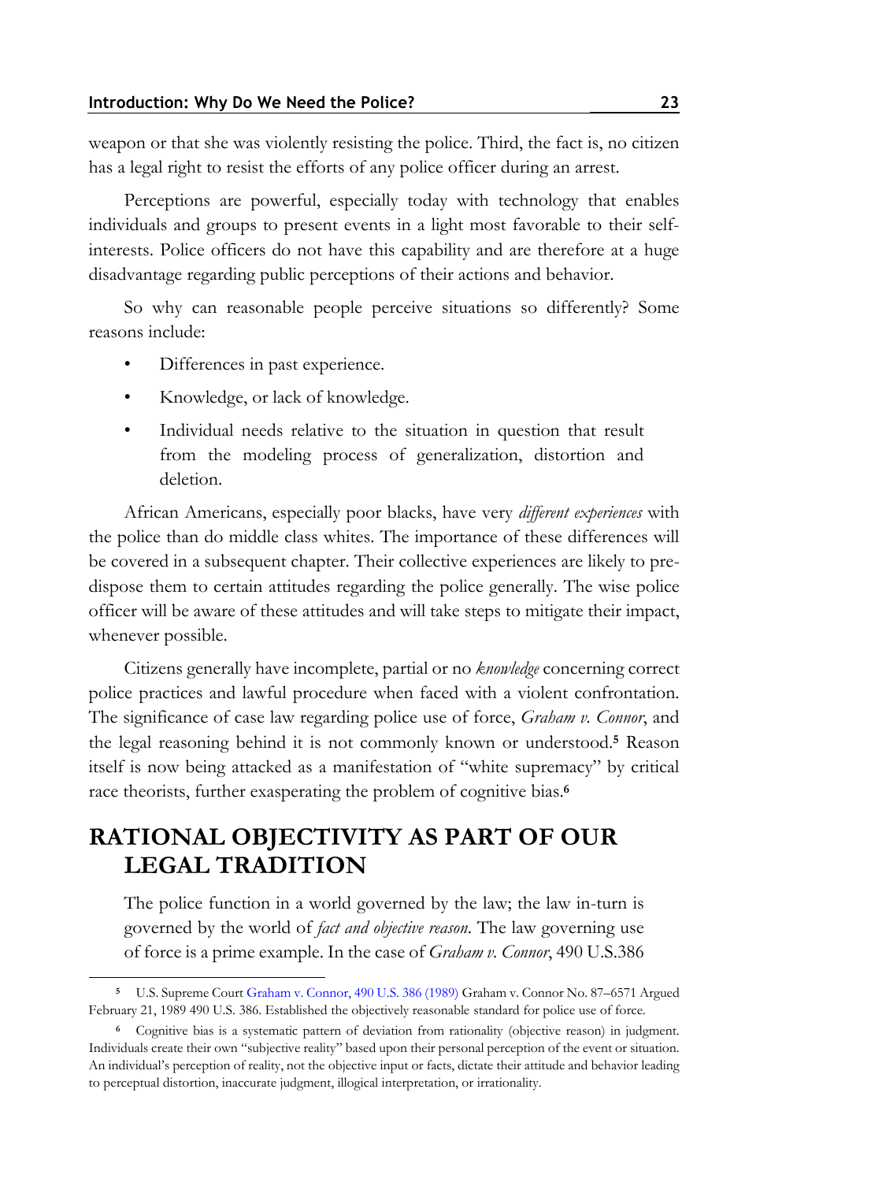weapon or that she was violently resisting the police. Third, the fact is, no citizen has a legal right to resist the efforts of any police officer during an arrest.

Perceptions are powerful, especially today with technology that enables individuals and groups to present events in a light most favorable to their self-interests. Police officers do not have this capability and are therefore at a huge disadvantage regarding public perceptions of their actions and behavior.

So why can reasonable people perceive situations so differently? Some reasons include:

- Differences in past experience.
- Knowledge, or lack of knowledge.
- Individual needs relative to the situation in question that result from the modeling process of generalization, distortion and deletion.

African Americans, especially poor blacks, have very *different experiences* with the police than do middle class whites. The importance of these differences will be covered in a subsequent chapter. Their collective experiences are likely to pre-dispose them to certain attitudes regarding the police generally. The wise police officer will be aware of these attitudes and will take steps to mitigate their impact, whenever possible.

Citizens generally have incomplete, partial or no *knowledge* concerning correct police practices and lawful procedure when faced with a violent confrontation. The significance of case law regarding police use of force, *Graham v. Connor*, and the legal reasoning behind it is not commonly known or understood.[5] Reason itself is now being attacked as a manifestation of "white supremacy" by critical race theorists, further exasperating the problem of cognitive bias.[6]

## RATIONAL OBJECTIVITY AS PART OF OUR LEGAL TRADITION

The police function in a world governed by the law; the law in-turn is governed by the world of *fact and objective reason*. The law governing use of force is a prime example. In the case of *Graham v. Connor*, 490 U.S.386

---

[5] U.S. Supreme Court Graham v. Connor, 490 U.S. 386 (1989) Graham v. Connor No. 87–6571 Argued February 21, 1989 490 U.S. 386. Established the objectively reasonable standard for police use of force.

[6] Cognitive bias is a systematic pattern of deviation from rationality (objective reason) in judgment. Individuals create their own "subjective reality" based upon their personal perception of the event or situation. An individual's perception of reality, not the objective input or facts, dictate their attitude and behavior leading to perceptual distortion, inaccurate judgment, illogical interpretation, or irrationality.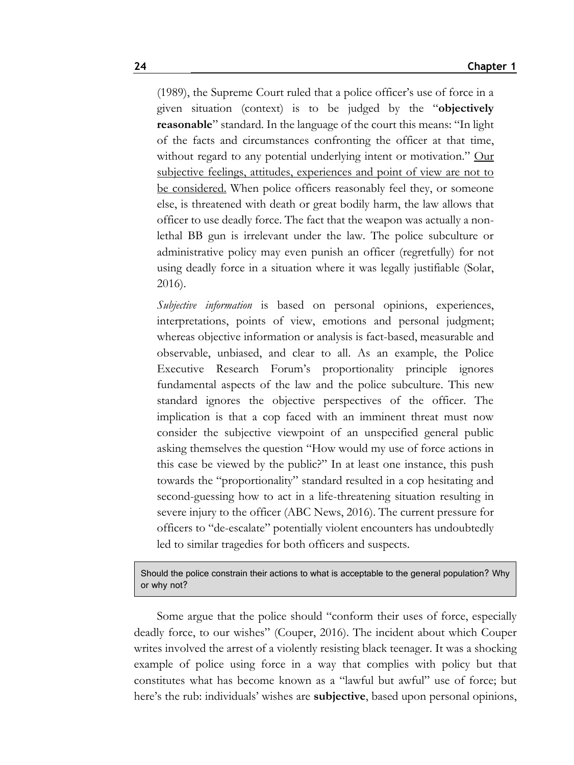(1989), the Supreme Court ruled that a police officer's use of force in a given situation (context) is to be judged by the "**objectively reasonable**" standard. In the language of the court this means: "In light of the facts and circumstances confronting the officer at that time, without regard to any potential underlying intent or motivation." <u>Our subjective feelings, attitudes, experiences and point of view are not to be considered.</u> When police officers reasonably feel they, or someone else, is threatened with death or great bodily harm, the law allows that officer to use deadly force. The fact that the weapon was actually a non-lethal BB gun is irrelevant under the law. The police subculture or administrative policy may even punish an officer (regretfully) for not using deadly force in a situation where it was legally justifiable (Solar, 2016).

*Subjective information* is based on personal opinions, experiences, interpretations, points of view, emotions and personal judgment; whereas objective information or analysis is fact-based, measurable and observable, unbiased, and clear to all. As an example, the Police Executive Research Forum's proportionality principle ignores fundamental aspects of the law and the police subculture. This new standard ignores the objective perspectives of the officer. The implication is that a cop faced with an imminent threat must now consider the subjective viewpoint of an unspecified general public asking themselves the question "How would my use of force actions in this case be viewed by the public?" In at least one instance, this push towards the "proportionality" standard resulted in a cop hesitating and second-guessing how to act in a life-threatening situation resulting in severe injury to the officer (ABC News, 2016). The current pressure for officers to "de-escalate" potentially violent encounters has undoubtedly led to similar tragedies for both officers and suspects.

> Should the police constrain their actions to what is acceptable to the general population? Why or why not?

Some argue that the police should "conform their uses of force, especially deadly force, to our wishes" (Couper, 2016). The incident about which Couper writes involved the arrest of a violently resisting black teenager. It was a shocking example of police using force in a way that complies with policy but that constitutes what has become known as a "lawful but awful" use of force; but here's the rub: individuals' wishes are **subjective**, based upon personal opinions,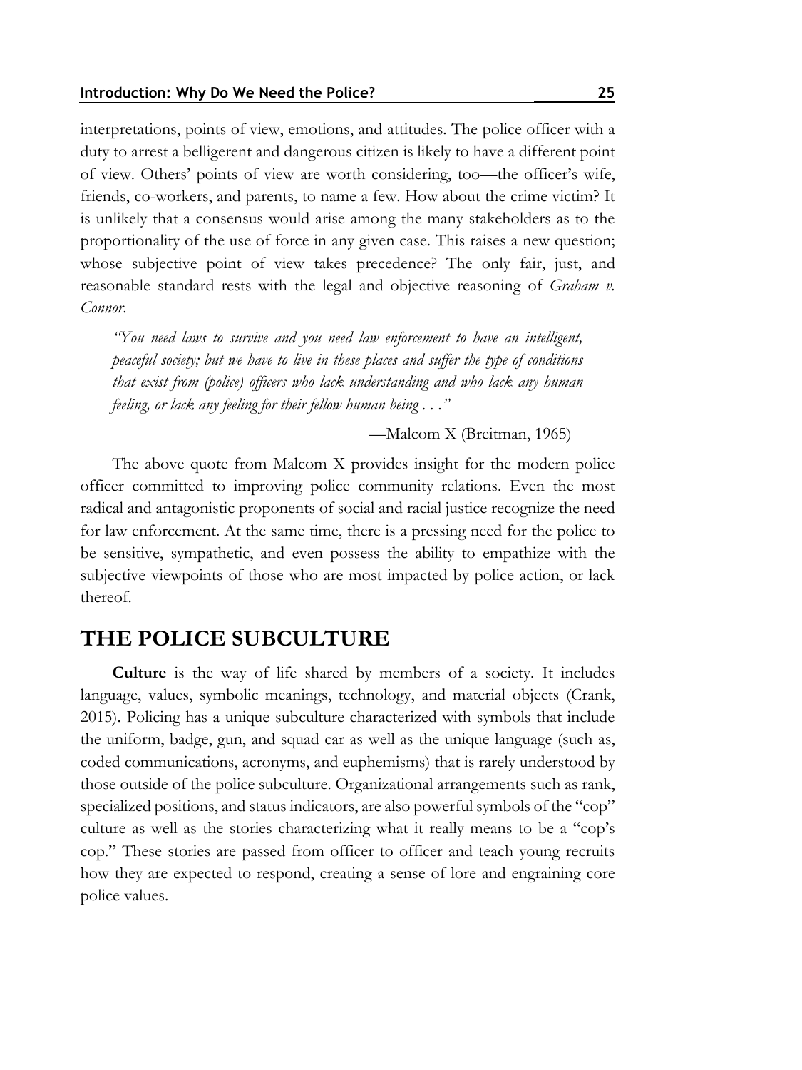interpretations, points of view, emotions, and attitudes. The police officer with a duty to arrest a belligerent and dangerous citizen is likely to have a different point of view. Others' points of view are worth considering, too—the officer's wife, friends, co-workers, and parents, to name a few. How about the crime victim? It is unlikely that a consensus would arise among the many stakeholders as to the proportionality of the use of force in any given case. This raises a new question; whose subjective point of view takes precedence? The only fair, just, and reasonable standard rests with the legal and objective reasoning of *Graham v. Connor*.

> *"You need laws to survive and you need law enforcement to have an intelligent, peaceful society; but we have to live in these places and suffer the type of conditions that exist from (police) officers who lack understanding and who lack any human feeling, or lack any feeling for their fellow human being . . ."*
>
> —Malcom X (Breitman, 1965)

The above quote from Malcom X provides insight for the modern police officer committed to improving police community relations. Even the most radical and antagonistic proponents of social and racial justice recognize the need for law enforcement. At the same time, there is a pressing need for the police to be sensitive, sympathetic, and even possess the ability to empathize with the subjective viewpoints of those who are most impacted by police action, or lack thereof.

## THE POLICE SUBCULTURE

**Culture** is the way of life shared by members of a society. It includes language, values, symbolic meanings, technology, and material objects (Crank, 2015). Policing has a unique subculture characterized with symbols that include the uniform, badge, gun, and squad car as well as the unique language (such as, coded communications, acronyms, and euphemisms) that is rarely understood by those outside of the police subculture. Organizational arrangements such as rank, specialized positions, and status indicators, are also powerful symbols of the "cop" culture as well as the stories characterizing what it really means to be a "cop's cop." These stories are passed from officer to officer and teach young recruits how they are expected to respond, creating a sense of lore and engraining core police values.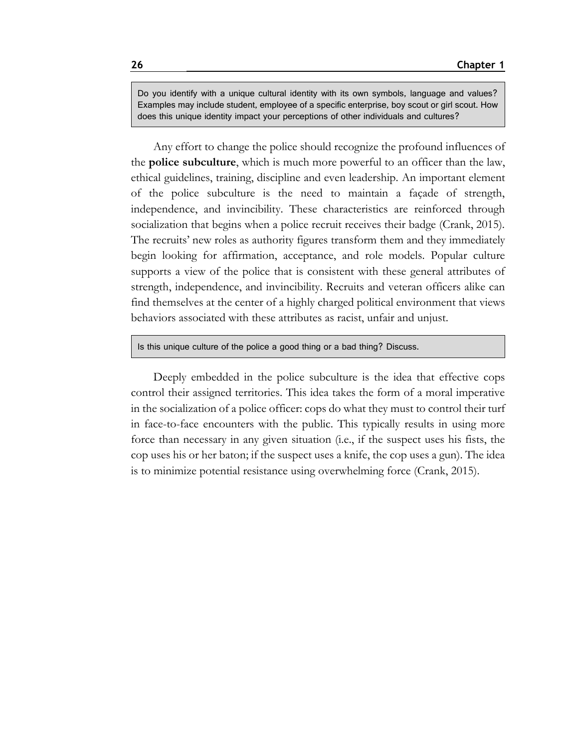> Do you identify with a unique cultural identity with its own symbols, language and values? Examples may include student, employee of a specific enterprise, boy scout or girl scout. How does this unique identity impact your perceptions of other individuals and cultures?

Any effort to change the police should recognize the profound influences of the **police subculture**, which is much more powerful to an officer than the law, ethical guidelines, training, discipline and even leadership. An important element of the police subculture is the need to maintain a façade of strength, independence, and invincibility. These characteristics are reinforced through socialization that begins when a police recruit receives their badge (Crank, 2015). The recruits' new roles as authority figures transform them and they immediately begin looking for affirmation, acceptance, and role models. Popular culture supports a view of the police that is consistent with these general attributes of strength, independence, and invincibility. Recruits and veteran officers alike can find themselves at the center of a highly charged political environment that views behaviors associated with these attributes as racist, unfair and unjust.

> Is this unique culture of the police a good thing or a bad thing? Discuss.

Deeply embedded in the police subculture is the idea that effective cops control their assigned territories. This idea takes the form of a moral imperative in the socialization of a police officer: cops do what they must to control their turf in face-to-face encounters with the public. This typically results in using more force than necessary in any given situation (i.e., if the suspect uses his fists, the cop uses his or her baton; if the suspect uses a knife, the cop uses a gun). The idea is to minimize potential resistance using overwhelming force (Crank, 2015).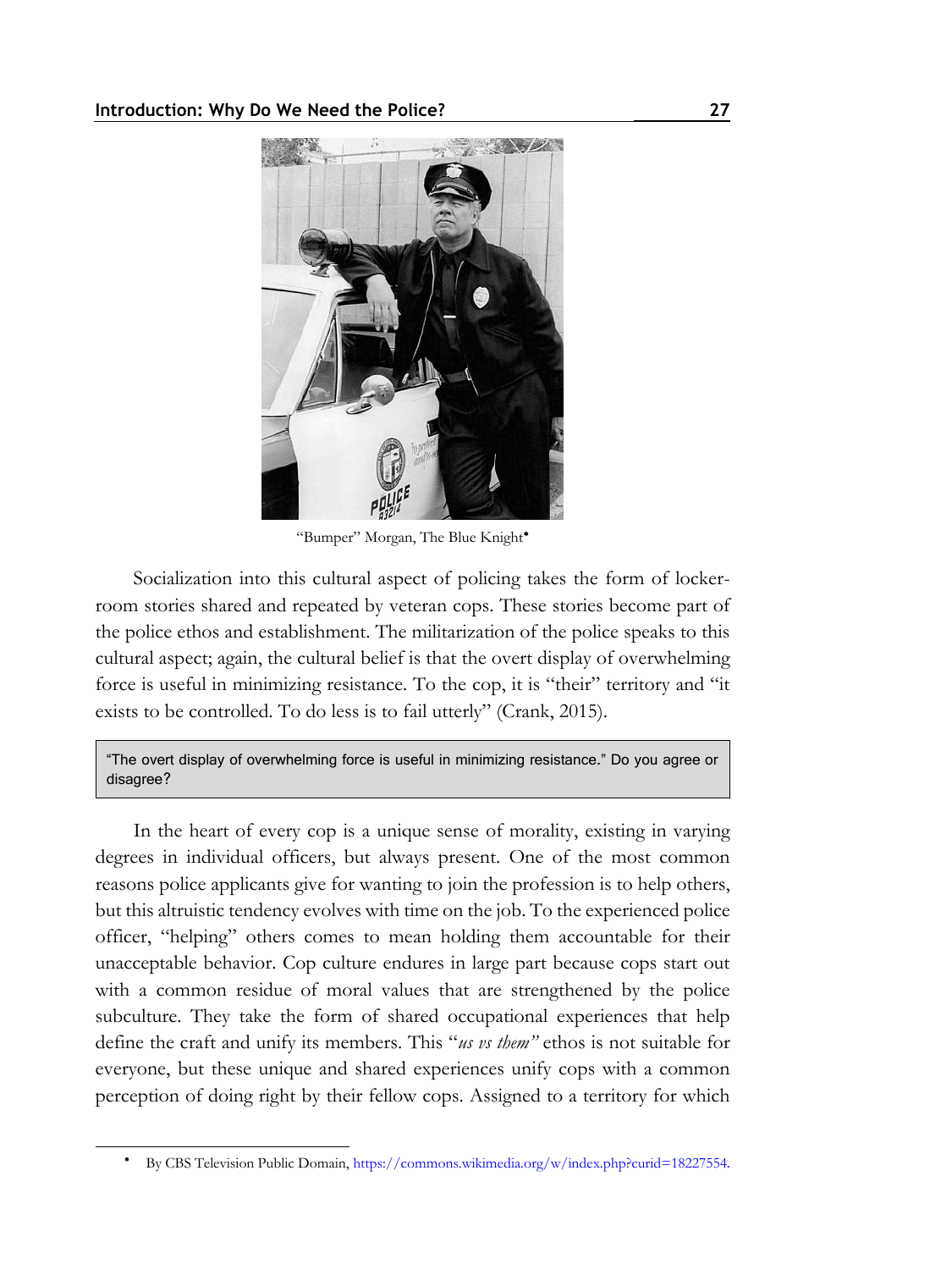"Bumper" Morgan, The Blue Knight[•]

Socialization into this cultural aspect of policing takes the form of locker-room stories shared and repeated by veteran cops. These stories become part of the police ethos and establishment. The militarization of the police speaks to this cultural aspect; again, the cultural belief is that the overt display of overwhelming force is useful in minimizing resistance. To the cop, it is "their" territory and "it exists to be controlled. To do less is to fail utterly" (Crank, 2015).

> "The overt display of overwhelming force is useful in minimizing resistance." Do you agree or disagree?

In the heart of every cop is a unique sense of morality, existing in varying degrees in individual officers, but always present. One of the most common reasons police applicants give for wanting to join the profession is to help others, but this altruistic tendency evolves with time on the job. To the experienced police officer, "helping" others comes to mean holding them accountable for their unacceptable behavior. Cop culture endures in large part because cops start out with a common residue of moral values that are strengthened by the police subculture. They take the form of shared occupational experiences that help define the craft and unify its members. This "*us vs them"* ethos is not suitable for everyone, but these unique and shared experiences unify cops with a common perception of doing right by their fellow cops. Assigned to a territory for which

[•] By CBS Television Public Domain, https://commons.wikimedia.org/w/index.php?curid=18227554.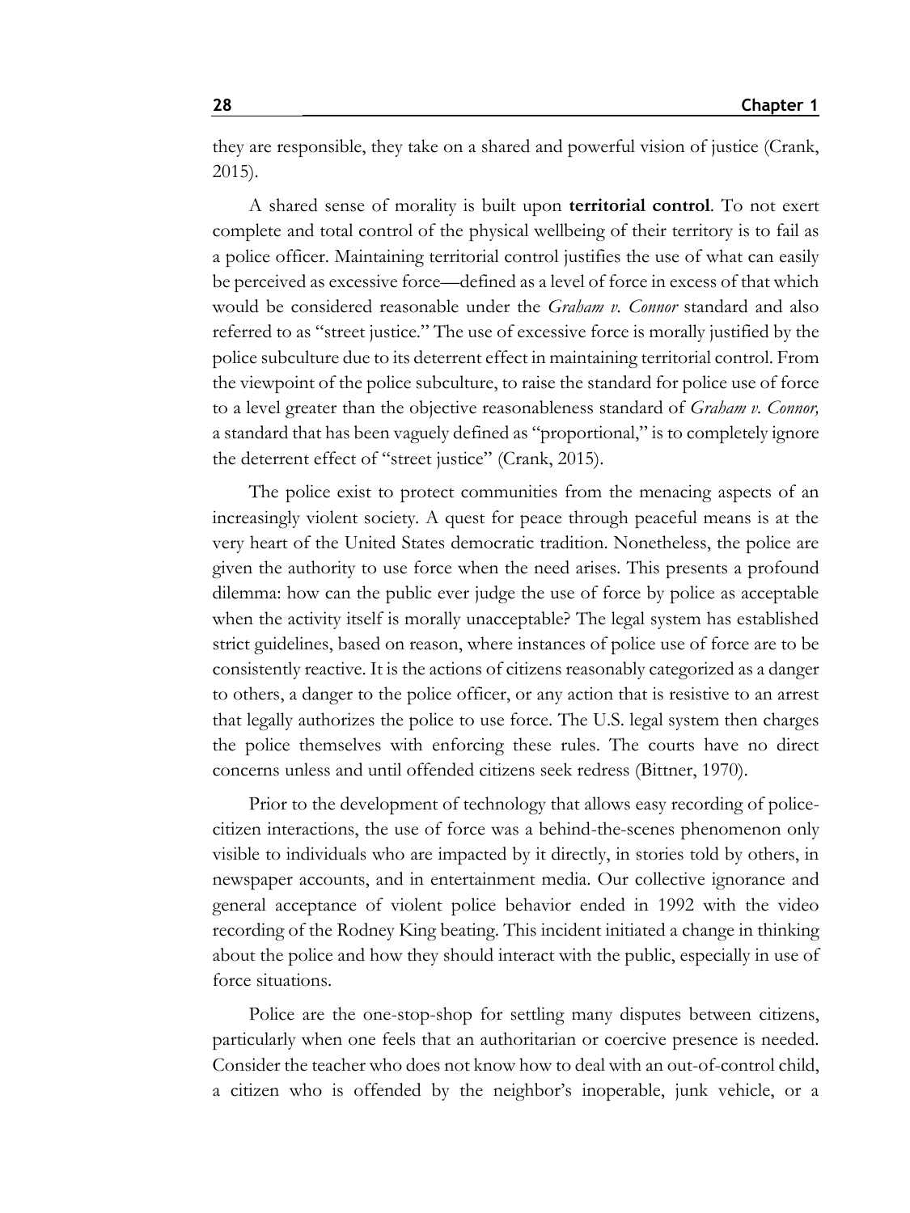they are responsible, they take on a shared and powerful vision of justice (Crank, 2015).

A shared sense of morality is built upon **territorial control**. To not exert complete and total control of the physical wellbeing of their territory is to fail as a police officer. Maintaining territorial control justifies the use of what can easily be perceived as excessive force—defined as a level of force in excess of that which would be considered reasonable under the *Graham v. Connor* standard and also referred to as "street justice." The use of excessive force is morally justified by the police subculture due to its deterrent effect in maintaining territorial control. From the viewpoint of the police subculture, to raise the standard for police use of force to a level greater than the objective reasonableness standard of *Graham v. Connor,* a standard that has been vaguely defined as "proportional," is to completely ignore the deterrent effect of "street justice" (Crank, 2015).

The police exist to protect communities from the menacing aspects of an increasingly violent society. A quest for peace through peaceful means is at the very heart of the United States democratic tradition. Nonetheless, the police are given the authority to use force when the need arises. This presents a profound dilemma: how can the public ever judge the use of force by police as acceptable when the activity itself is morally unacceptable? The legal system has established strict guidelines, based on reason, where instances of police use of force are to be consistently reactive. It is the actions of citizens reasonably categorized as a danger to others, a danger to the police officer, or any action that is resistive to an arrest that legally authorizes the police to use force. The U.S. legal system then charges the police themselves with enforcing these rules. The courts have no direct concerns unless and until offended citizens seek redress (Bittner, 1970).

Prior to the development of technology that allows easy recording of police-citizen interactions, the use of force was a behind-the-scenes phenomenon only visible to individuals who are impacted by it directly, in stories told by others, in newspaper accounts, and in entertainment media. Our collective ignorance and general acceptance of violent police behavior ended in 1992 with the video recording of the Rodney King beating. This incident initiated a change in thinking about the police and how they should interact with the public, especially in use of force situations.

Police are the one-stop-shop for settling many disputes between citizens, particularly when one feels that an authoritarian or coercive presence is needed. Consider the teacher who does not know how to deal with an out-of-control child, a citizen who is offended by the neighbor's inoperable, junk vehicle, or a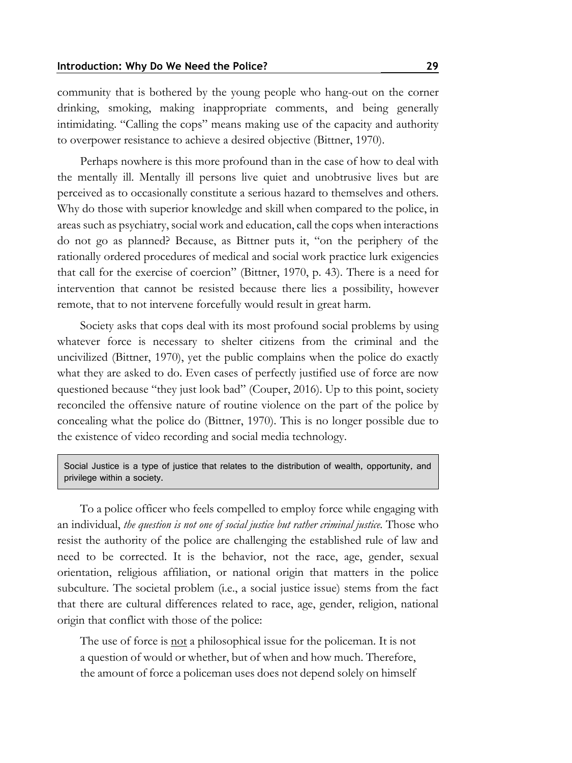community that is bothered by the young people who hang-out on the corner drinking, smoking, making inappropriate comments, and being generally intimidating. "Calling the cops" means making use of the capacity and authority to overpower resistance to achieve a desired objective (Bittner, 1970).

Perhaps nowhere is this more profound than in the case of how to deal with the mentally ill. Mentally ill persons live quiet and unobtrusive lives but are perceived as to occasionally constitute a serious hazard to themselves and others. Why do those with superior knowledge and skill when compared to the police, in areas such as psychiatry, social work and education, call the cops when interactions do not go as planned? Because, as Bittner puts it, "on the periphery of the rationally ordered procedures of medical and social work practice lurk exigencies that call for the exercise of coercion" (Bittner, 1970, p. 43). There is a need for intervention that cannot be resisted because there lies a possibility, however remote, that to not intervene forcefully would result in great harm.

Society asks that cops deal with its most profound social problems by using whatever force is necessary to shelter citizens from the criminal and the uncivilized (Bittner, 1970), yet the public complains when the police do exactly what they are asked to do. Even cases of perfectly justified use of force are now questioned because "they just look bad" (Couper, 2016). Up to this point, society reconciled the offensive nature of routine violence on the part of the police by concealing what the police do (Bittner, 1970). This is no longer possible due to the existence of video recording and social media technology.

> Social Justice is a type of justice that relates to the distribution of wealth, opportunity, and privilege within a society.

To a police officer who feels compelled to employ force while engaging with an individual, *the question is not one of social justice but rather criminal justice.* Those who resist the authority of the police are challenging the established rule of law and need to be corrected. It is the behavior, not the race, age, gender, sexual orientation, religious affiliation, or national origin that matters in the police subculture. The societal problem (i.e., a social justice issue) stems from the fact that there are cultural differences related to race, age, gender, religion, national origin that conflict with those of the police:

> The use of force is <u>not</u> a philosophical issue for the policeman. It is not a question of would or whether, but of when and how much. Therefore, the amount of force a policeman uses does not depend solely on himself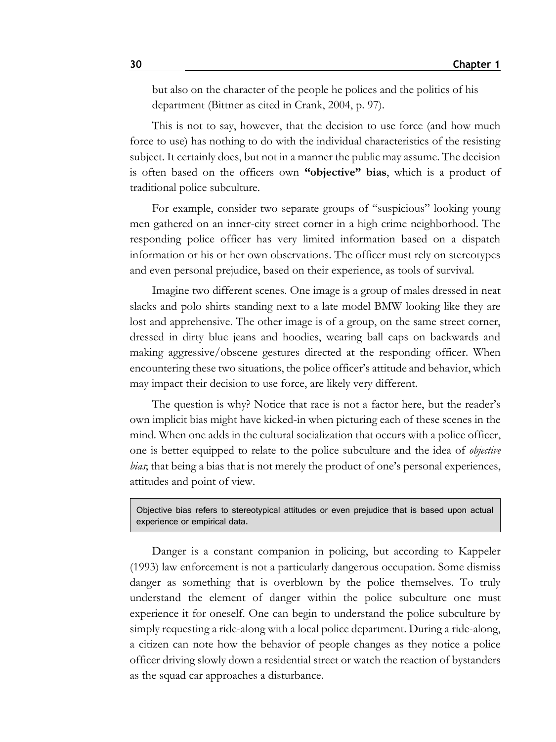but also on the character of the people he polices and the politics of his department (Bittner as cited in Crank, 2004, p. 97).

This is not to say, however, that the decision to use force (and how much force to use) has nothing to do with the individual characteristics of the resisting subject. It certainly does, but not in a manner the public may assume. The decision is often based on the officers own **"objective" bias**, which is a product of traditional police subculture.

For example, consider two separate groups of "suspicious" looking young men gathered on an inner-city street corner in a high crime neighborhood. The responding police officer has very limited information based on a dispatch information or his or her own observations. The officer must rely on stereotypes and even personal prejudice, based on their experience, as tools of survival.

Imagine two different scenes. One image is a group of males dressed in neat slacks and polo shirts standing next to a late model BMW looking like they are lost and apprehensive. The other image is of a group, on the same street corner, dressed in dirty blue jeans and hoodies, wearing ball caps on backwards and making aggressive/obscene gestures directed at the responding officer. When encountering these two situations, the police officer's attitude and behavior, which may impact their decision to use force, are likely very different.

The question is why? Notice that race is not a factor here, but the reader's own implicit bias might have kicked-in when picturing each of these scenes in the mind. When one adds in the cultural socialization that occurs with a police officer, one is better equipped to relate to the police subculture and the idea of *objective bias*; that being a bias that is not merely the product of one's personal experiences, attitudes and point of view.

> Objective bias refers to stereotypical attitudes or even prejudice that is based upon actual experience or empirical data.

Danger is a constant companion in policing, but according to Kappeler (1993) law enforcement is not a particularly dangerous occupation. Some dismiss danger as something that is overblown by the police themselves. To truly understand the element of danger within the police subculture one must experience it for oneself. One can begin to understand the police subculture by simply requesting a ride-along with a local police department. During a ride-along, a citizen can note how the behavior of people changes as they notice a police officer driving slowly down a residential street or watch the reaction of bystanders as the squad car approaches a disturbance.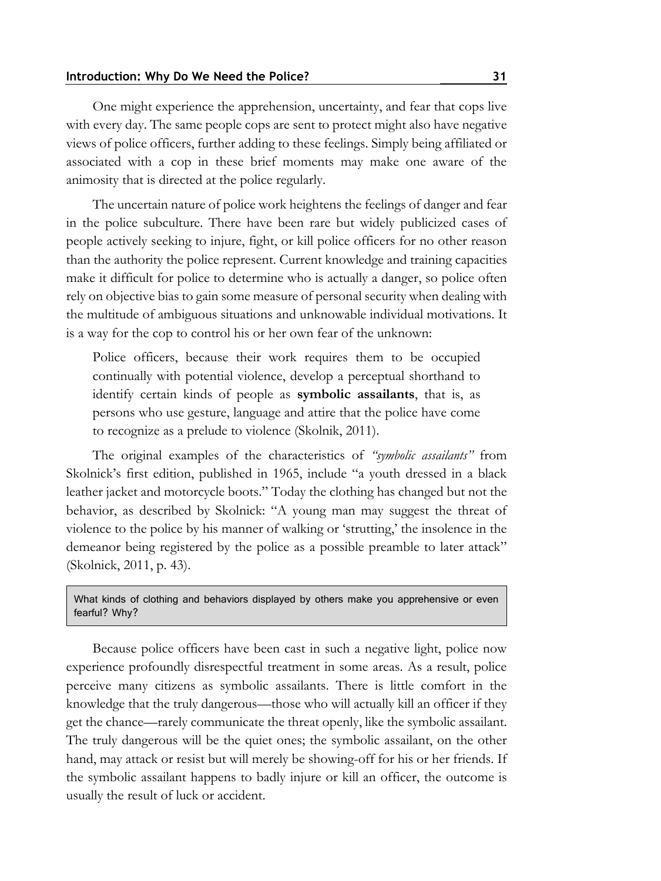One might experience the apprehension, uncertainty, and fear that cops live with every day. The same people cops are sent to protect might also have negative views of police officers, further adding to these feelings. Simply being affiliated or associated with a cop in these brief moments may make one aware of the animosity that is directed at the police regularly.

The uncertain nature of police work heightens the feelings of danger and fear in the police subculture. There have been rare but widely publicized cases of people actively seeking to injure, fight, or kill police officers for no other reason than the authority the police represent. Current knowledge and training capacities make it difficult for police to determine who is actually a danger, so police often rely on objective bias to gain some measure of personal security when dealing with the multitude of ambiguous situations and unknowable individual motivations. It is a way for the cop to control his or her own fear of the unknown:

> Police officers, because their work requires them to be occupied continually with potential violence, develop a perceptual shorthand to identify certain kinds of people as **symbolic assailants**, that is, as persons who use gesture, language and attire that the police have come to recognize as a prelude to violence (Skolnik, 2011).

The original examples of the characteristics of *"symbolic assailants"* from Skolnick's first edition, published in 1965, include "a youth dressed in a black leather jacket and motorcycle boots." Today the clothing has changed but not the behavior, as described by Skolnick: "A young man may suggest the threat of violence to the police by his manner of walking or 'strutting,' the insolence in the demeanor being registered by the police as a possible preamble to later attack" (Skolnick, 2011, p. 43).

> What kinds of clothing and behaviors displayed by others make you apprehensive or even fearful? Why?

Because police officers have been cast in such a negative light, police now experience profoundly disrespectful treatment in some areas. As a result, police perceive many citizens as symbolic assailants. There is little comfort in the knowledge that the truly dangerous—those who will actually kill an officer if they get the chance—rarely communicate the threat openly, like the symbolic assailant. The truly dangerous will be the quiet ones; the symbolic assailant, on the other hand, may attack or resist but will merely be showing-off for his or her friends. If the symbolic assailant happens to badly injure or kill an officer, the outcome is usually the result of luck or accident.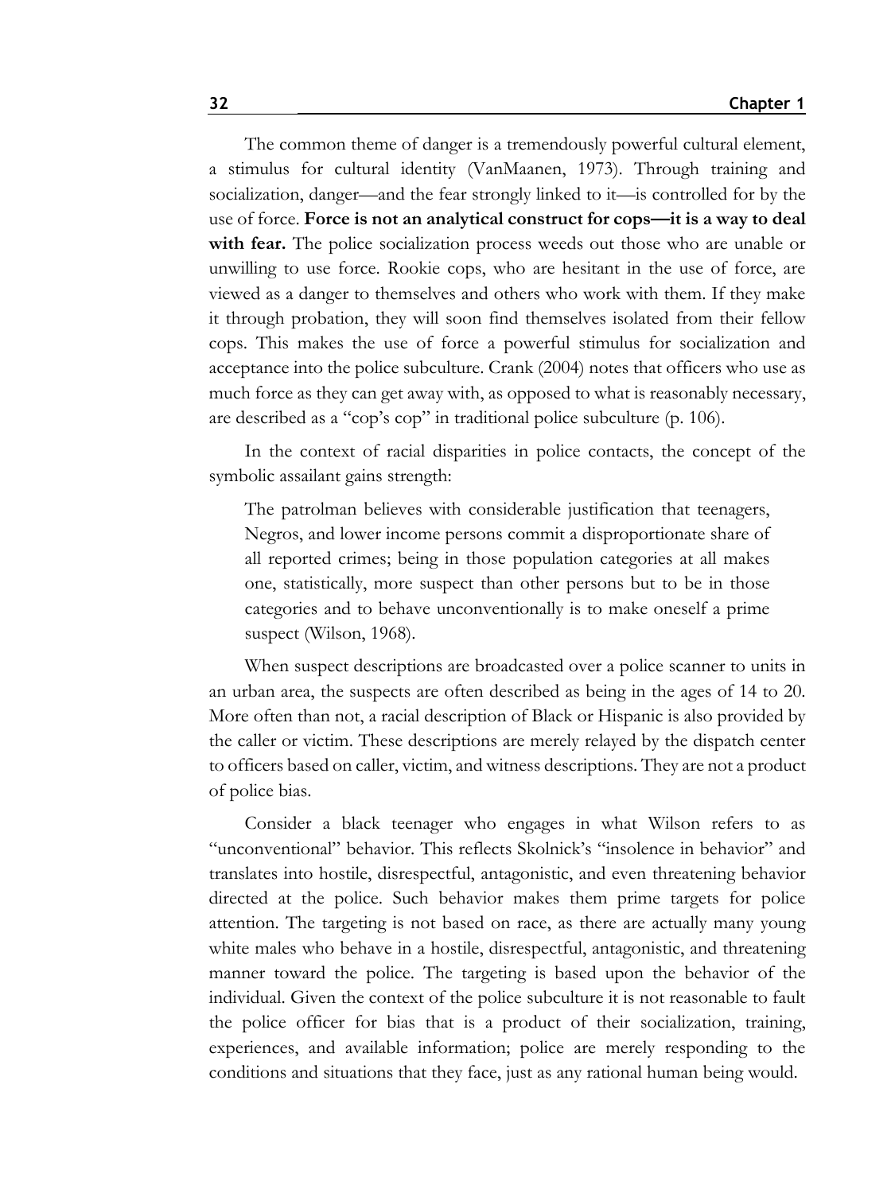The common theme of danger is a tremendously powerful cultural element, a stimulus for cultural identity (VanMaanen, 1973). Through training and socialization, danger—and the fear strongly linked to it—is controlled for by the use of force. **Force is not an analytical construct for cops—it is a way to deal with fear.** The police socialization process weeds out those who are unable or unwilling to use force. Rookie cops, who are hesitant in the use of force, are viewed as a danger to themselves and others who work with them. If they make it through probation, they will soon find themselves isolated from their fellow cops. This makes the use of force a powerful stimulus for socialization and acceptance into the police subculture. Crank (2004) notes that officers who use as much force as they can get away with, as opposed to what is reasonably necessary, are described as a "cop's cop" in traditional police subculture (p. 106).

In the context of racial disparities in police contacts, the concept of the symbolic assailant gains strength:

> The patrolman believes with considerable justification that teenagers, Negros, and lower income persons commit a disproportionate share of all reported crimes; being in those population categories at all makes one, statistically, more suspect than other persons but to be in those categories and to behave unconventionally is to make oneself a prime suspect (Wilson, 1968).

When suspect descriptions are broadcasted over a police scanner to units in an urban area, the suspects are often described as being in the ages of 14 to 20. More often than not, a racial description of Black or Hispanic is also provided by the caller or victim. These descriptions are merely relayed by the dispatch center to officers based on caller, victim, and witness descriptions. They are not a product of police bias.

Consider a black teenager who engages in what Wilson refers to as "unconventional" behavior. This reflects Skolnick's "insolence in behavior" and translates into hostile, disrespectful, antagonistic, and even threatening behavior directed at the police. Such behavior makes them prime targets for police attention. The targeting is not based on race, as there are actually many young white males who behave in a hostile, disrespectful, antagonistic, and threatening manner toward the police. The targeting is based upon the behavior of the individual. Given the context of the police subculture it is not reasonable to fault the police officer for bias that is a product of their socialization, training, experiences, and available information; police are merely responding to the conditions and situations that they face, just as any rational human being would.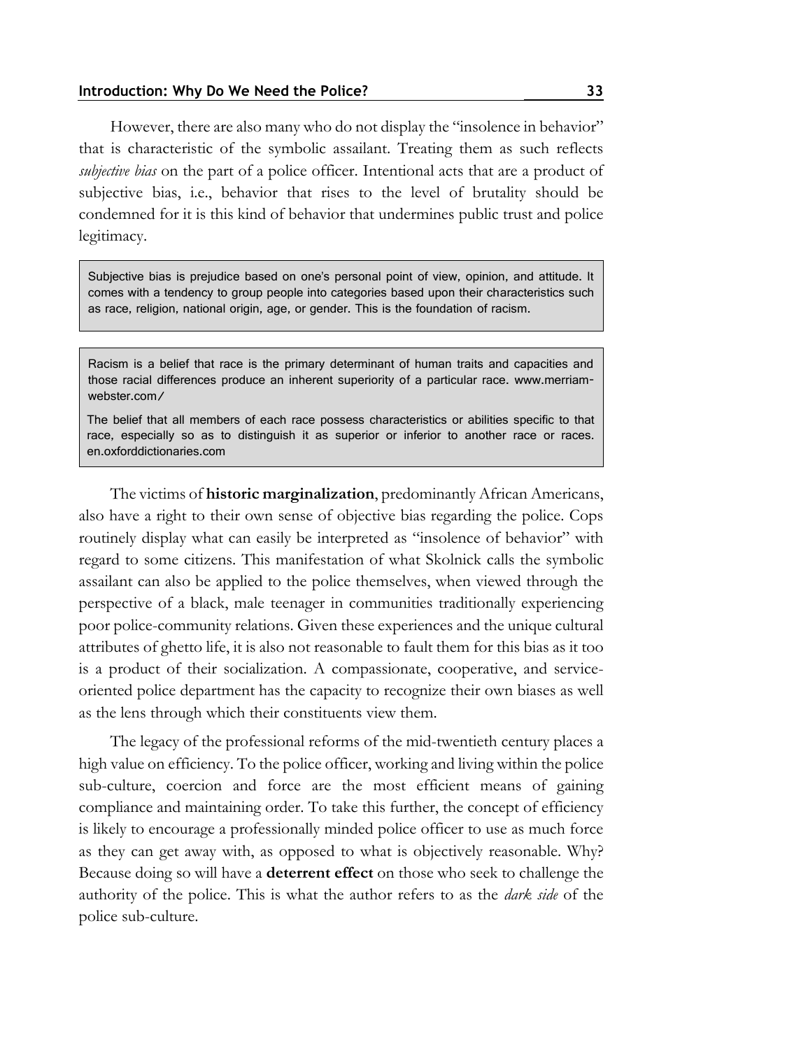However, there are also many who do not display the "insolence in behavior" that is characteristic of the symbolic assailant. Treating them as such reflects *subjective bias* on the part of a police officer. Intentional acts that are a product of subjective bias, i.e., behavior that rises to the level of brutality should be condemned for it is this kind of behavior that undermines public trust and police legitimacy.

> Subjective bias is prejudice based on one's personal point of view, opinion, and attitude. It comes with a tendency to group people into categories based upon their characteristics such as race, religion, national origin, age, or gender. This is the foundation of racism.

> Racism is a belief that race is the primary determinant of human traits and capacities and those racial differences produce an inherent superiority of a particular race. www.merriam-webster.com/
>
> The belief that all members of each race possess characteristics or abilities specific to that race, especially so as to distinguish it as superior or inferior to another race or races. en.oxforddictionaries.com

The victims of **historic marginalization**, predominantly African Americans, also have a right to their own sense of objective bias regarding the police. Cops routinely display what can easily be interpreted as "insolence of behavior" with regard to some citizens. This manifestation of what Skolnick calls the symbolic assailant can also be applied to the police themselves, when viewed through the perspective of a black, male teenager in communities traditionally experiencing poor police-community relations. Given these experiences and the unique cultural attributes of ghetto life, it is also not reasonable to fault them for this bias as it too is a product of their socialization. A compassionate, cooperative, and service-oriented police department has the capacity to recognize their own biases as well as the lens through which their constituents view them.

The legacy of the professional reforms of the mid-twentieth century places a high value on efficiency. To the police officer, working and living within the police sub-culture, coercion and force are the most efficient means of gaining compliance and maintaining order. To take this further, the concept of efficiency is likely to encourage a professionally minded police officer to use as much force as they can get away with, as opposed to what is objectively reasonable. Why? Because doing so will have a **deterrent effect** on those who seek to challenge the authority of the police. This is what the author refers to as the *dark side* of the police sub-culture.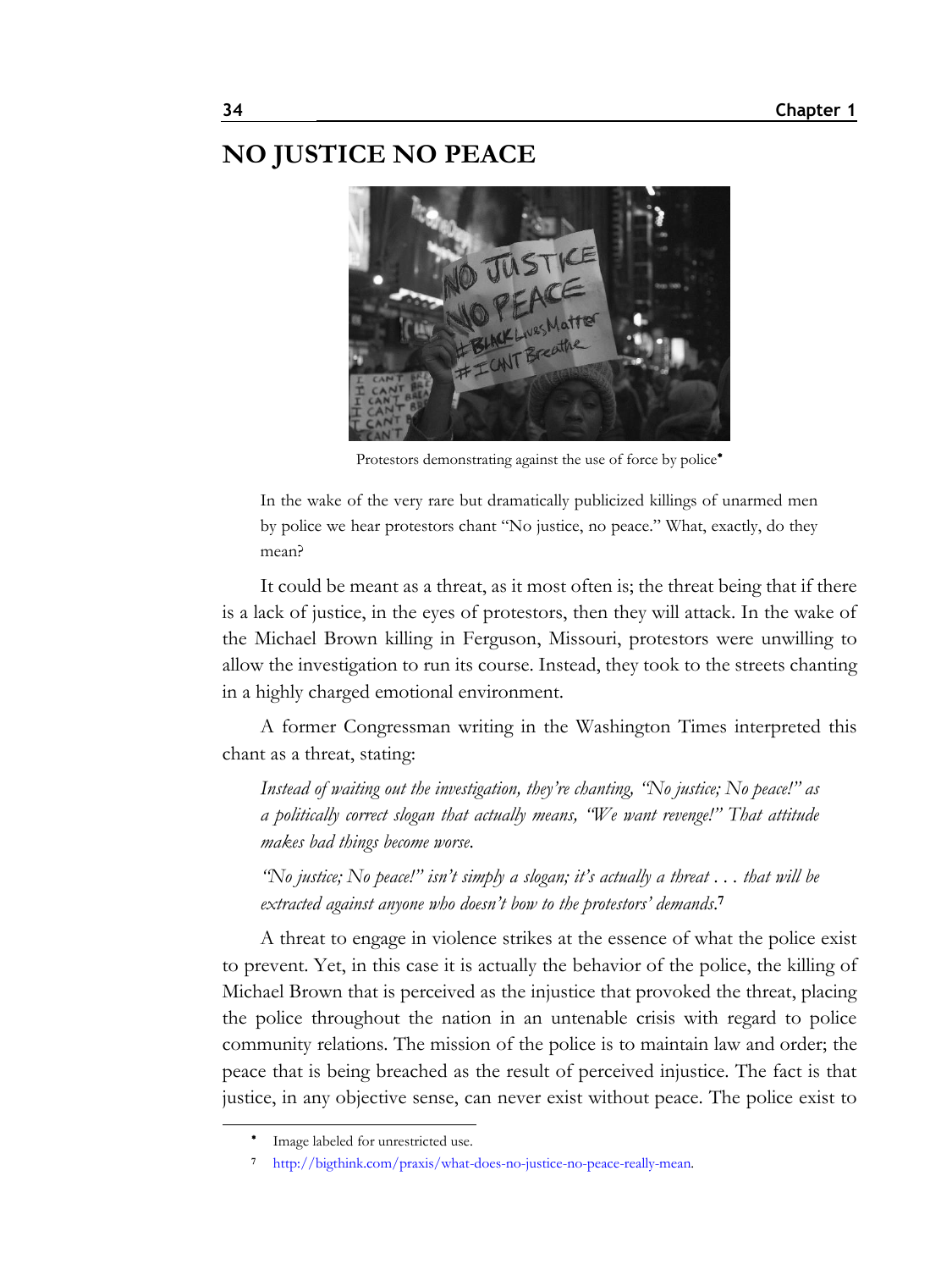## NO JUSTICE NO PEACE

Protestors demonstrating against the use of force by police[•]

> In the wake of the very rare but dramatically publicized killings of unarmed men by police we hear protestors chant "No justice, no peace." What, exactly, do they mean?

It could be meant as a threat, as it most often is; the threat being that if there is a lack of justice, in the eyes of protestors, then they will attack. In the wake of the Michael Brown killing in Ferguson, Missouri, protestors were unwilling to allow the investigation to run its course. Instead, they took to the streets chanting in a highly charged emotional environment.

A former Congressman writing in the Washington Times interpreted this chant as a threat, stating:

> *Instead of waiting out the investigation, they're chanting, "No justice; No peace!" as a politically correct slogan that actually means, "We want revenge!" That attitude makes bad things become worse.*
>
> *"No justice; No peace!" isn't simply a slogan; it's actually a threat . . . that will be extracted against anyone who doesn't bow to the protestors' demands.*[7]

A threat to engage in violence strikes at the essence of what the police exist to prevent. Yet, in this case it is actually the behavior of the police, the killing of Michael Brown that is perceived as the injustice that provoked the threat, placing the police throughout the nation in an untenable crisis with regard to police community relations. The mission of the police is to maintain law and order; the peace that is being breached as the result of perceived injustice. The fact is that justice, in any objective sense, can never exist without peace. The police exist to

---

[•] Image labeled for unrestricted use.

[7] http://bigthink.com/praxis/what-does-no-justice-no-peace-really-mean.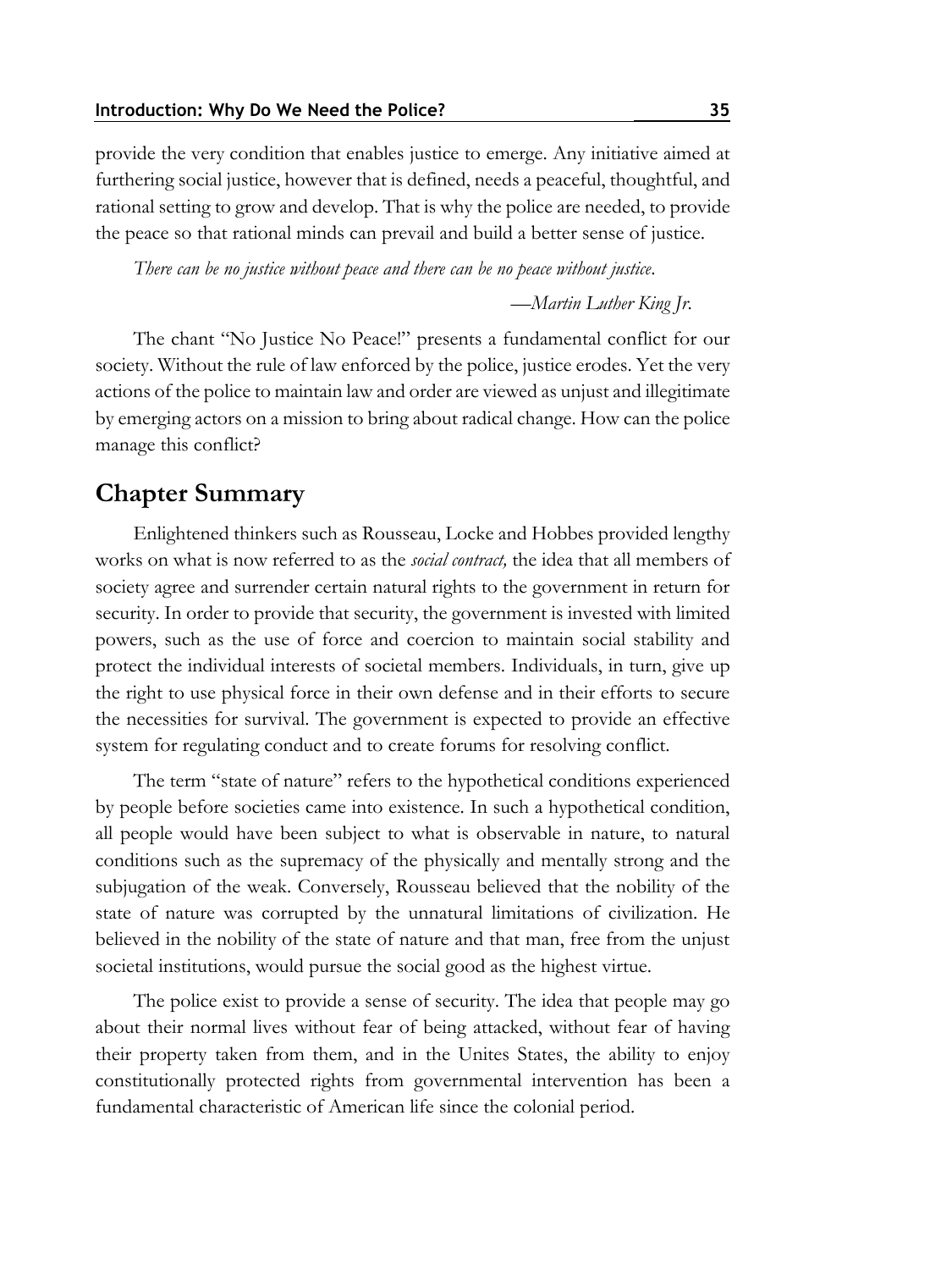provide the very condition that enables justice to emerge. Any initiative aimed at furthering social justice, however that is defined, needs a peaceful, thoughtful, and rational setting to grow and develop. That is why the police are needed, to provide the peace so that rational minds can prevail and build a better sense of justice.

*There can be no justice without peace and there can be no peace without justice.*

—*Martin Luther King Jr.*

The chant "No Justice No Peace!" presents a fundamental conflict for our society. Without the rule of law enforced by the police, justice erodes. Yet the very actions of the police to maintain law and order are viewed as unjust and illegitimate by emerging actors on a mission to bring about radical change. How can the police manage this conflict?

## Chapter Summary

Enlightened thinkers such as Rousseau, Locke and Hobbes provided lengthy works on what is now referred to as the *social contract,* the idea that all members of society agree and surrender certain natural rights to the government in return for security. In order to provide that security, the government is invested with limited powers, such as the use of force and coercion to maintain social stability and protect the individual interests of societal members. Individuals, in turn, give up the right to use physical force in their own defense and in their efforts to secure the necessities for survival. The government is expected to provide an effective system for regulating conduct and to create forums for resolving conflict.

The term "state of nature" refers to the hypothetical conditions experienced by people before societies came into existence. In such a hypothetical condition, all people would have been subject to what is observable in nature, to natural conditions such as the supremacy of the physically and mentally strong and the subjugation of the weak. Conversely, Rousseau believed that the nobility of the state of nature was corrupted by the unnatural limitations of civilization. He believed in the nobility of the state of nature and that man, free from the unjust societal institutions, would pursue the social good as the highest virtue.

The police exist to provide a sense of security. The idea that people may go about their normal lives without fear of being attacked, without fear of having their property taken from them, and in the Unites States, the ability to enjoy constitutionally protected rights from governmental intervention has been a fundamental characteristic of American life since the colonial period.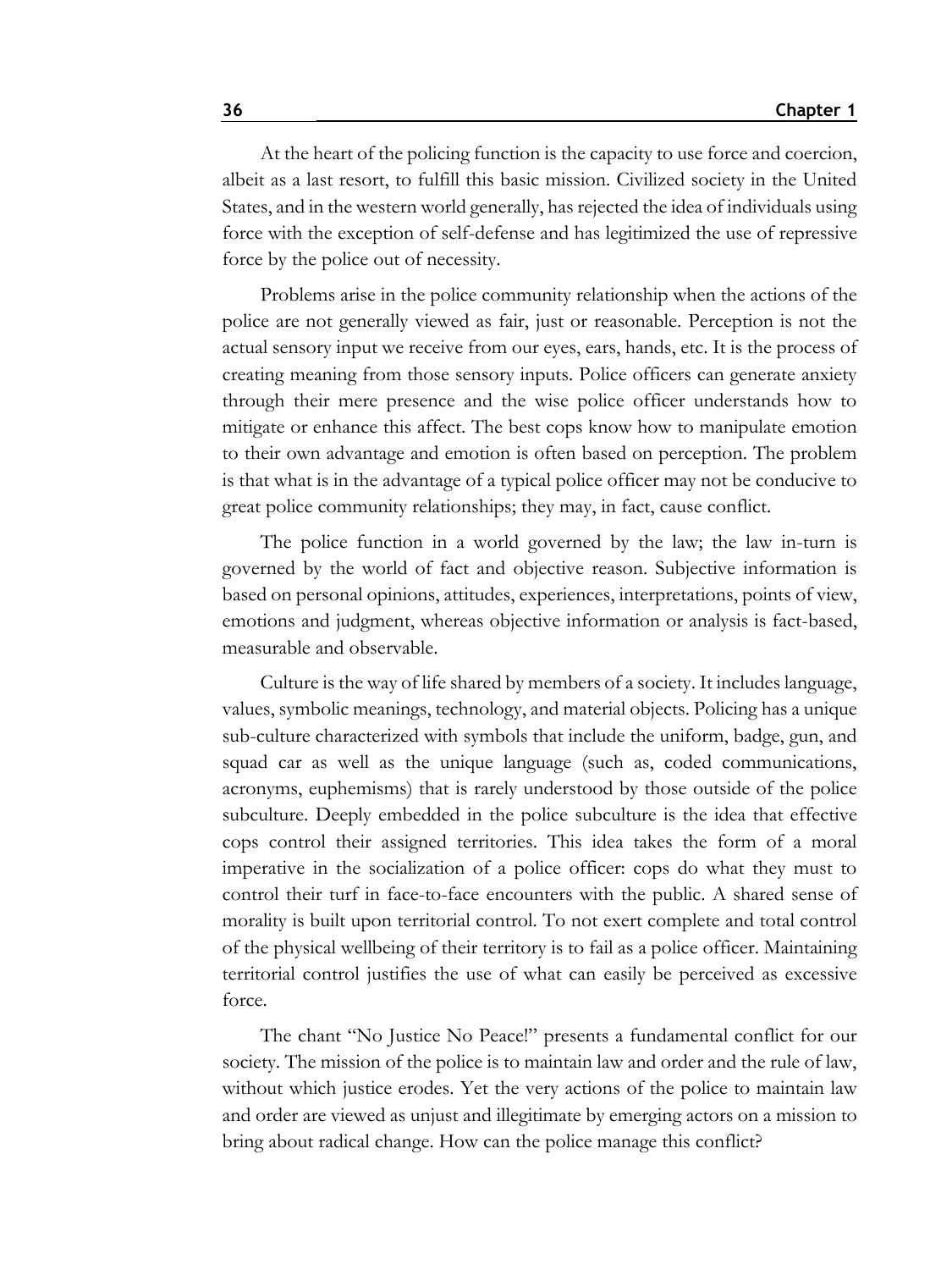At the heart of the policing function is the capacity to use force and coercion, albeit as a last resort, to fulfill this basic mission. Civilized society in the United States, and in the western world generally, has rejected the idea of individuals using force with the exception of self-defense and has legitimized the use of repressive force by the police out of necessity.

Problems arise in the police community relationship when the actions of the police are not generally viewed as fair, just or reasonable. Perception is not the actual sensory input we receive from our eyes, ears, hands, etc. It is the process of creating meaning from those sensory inputs. Police officers can generate anxiety through their mere presence and the wise police officer understands how to mitigate or enhance this affect. The best cops know how to manipulate emotion to their own advantage and emotion is often based on perception. The problem is that what is in the advantage of a typical police officer may not be conducive to great police community relationships; they may, in fact, cause conflict.

The police function in a world governed by the law; the law in-turn is governed by the world of fact and objective reason. Subjective information is based on personal opinions, attitudes, experiences, interpretations, points of view, emotions and judgment, whereas objective information or analysis is fact-based, measurable and observable.

Culture is the way of life shared by members of a society. It includes language, values, symbolic meanings, technology, and material objects. Policing has a unique sub-culture characterized with symbols that include the uniform, badge, gun, and squad car as well as the unique language (such as, coded communications, acronyms, euphemisms) that is rarely understood by those outside of the police subculture. Deeply embedded in the police subculture is the idea that effective cops control their assigned territories. This idea takes the form of a moral imperative in the socialization of a police officer: cops do what they must to control their turf in face-to-face encounters with the public. A shared sense of morality is built upon territorial control. To not exert complete and total control of the physical wellbeing of their territory is to fail as a police officer. Maintaining territorial control justifies the use of what can easily be perceived as excessive force.

The chant "No Justice No Peace!" presents a fundamental conflict for our society. The mission of the police is to maintain law and order and the rule of law, without which justice erodes. Yet the very actions of the police to maintain law and order are viewed as unjust and illegitimate by emerging actors on a mission to bring about radical change. How can the police manage this conflict?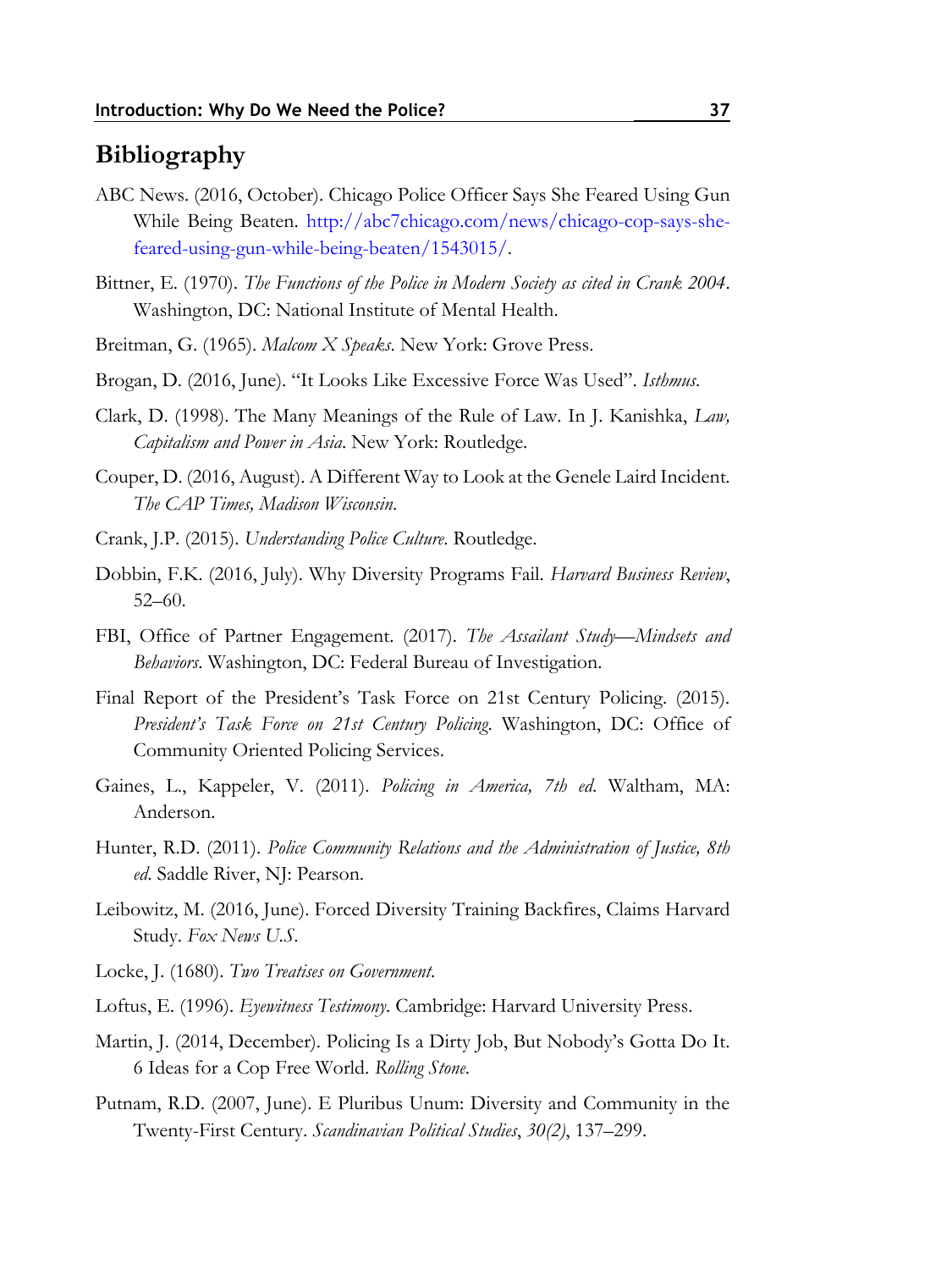## Bibliography

ABC News. (2016, October). Chicago Police Officer Says She Feared Using Gun While Being Beaten. http://abc7chicago.com/news/chicago-cop-says-she-feared-using-gun-while-being-beaten/1543015/.

Bittner, E. (1970). *The Functions of the Police in Modern Society as cited in Crank 2004*. Washington, DC: National Institute of Mental Health.

Breitman, G. (1965). *Malcom X Speaks*. New York: Grove Press.

Brogan, D. (2016, June). "It Looks Like Excessive Force Was Used". *Isthmus*.

Clark, D. (1998). The Many Meanings of the Rule of Law. In J. Kanishka, *Law, Capitalism and Power in Asia*. New York: Routledge.

Couper, D. (2016, August). A Different Way to Look at the Genele Laird Incident. *The CAP Times, Madison Wisconsin*.

Crank, J.P. (2015). *Understanding Police Culture*. Routledge.

Dobbin, F.K. (2016, July). Why Diversity Programs Fail. *Harvard Business Review*, 52–60.

FBI, Office of Partner Engagement. (2017). *The Assailant Study—Mindsets and Behaviors*. Washington, DC: Federal Bureau of Investigation.

Final Report of the President's Task Force on 21st Century Policing. (2015). *President's Task Force on 21st Century Policing*. Washington, DC: Office of Community Oriented Policing Services.

Gaines, L., Kappeler, V. (2011). *Policing in America, 7th ed*. Waltham, MA: Anderson.

Hunter, R.D. (2011). *Police Community Relations and the Administration of Justice, 8th ed*. Saddle River, NJ: Pearson.

Leibowitz, M. (2016, June). Forced Diversity Training Backfires, Claims Harvard Study. *Fox News U.S.*

Locke, J. (1680). *Two Treatises on Government*.

Loftus, E. (1996). *Eyewitness Testimony*. Cambridge: Harvard University Press.

Martin, J. (2014, December). Policing Is a Dirty Job, But Nobody's Gotta Do It. 6 Ideas for a Cop Free World. *Rolling Stone*.

Putnam, R.D. (2007, June). E Pluribus Unum: Diversity and Community in the Twenty-First Century. *Scandinavian Political Studies*, *30(2)*, 137–299.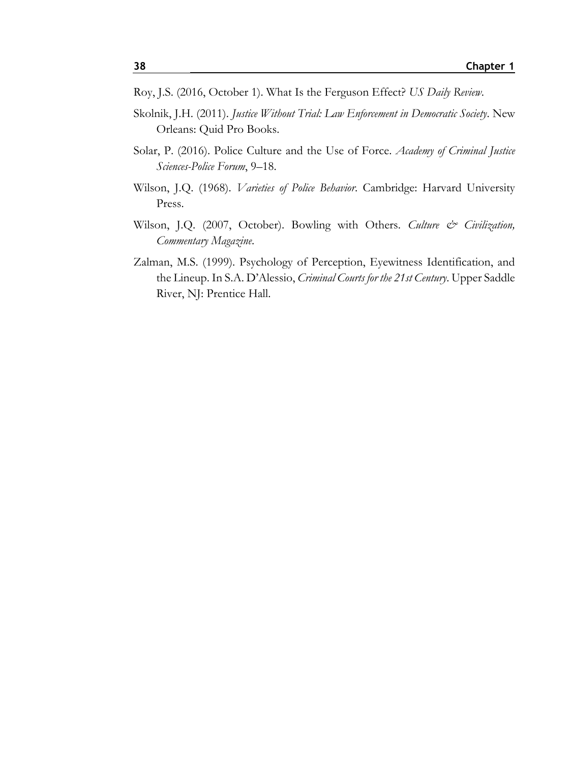Roy, J.S. (2016, October 1). What Is the Ferguson Effect? *US Daily Review*.

Skolnik, J.H. (2011). *Justice Without Trial: Law Enforcement in Democratic Society*. New Orleans: Quid Pro Books.

Solar, P. (2016). Police Culture and the Use of Force. *Academy of Criminal Justice Sciences-Police Forum*, 9–18.

Wilson, J.Q. (1968). *Varieties of Police Behavior*. Cambridge: Harvard University Press.

Wilson, J.Q. (2007, October). Bowling with Others. *Culture & Civilization, Commentary Magazine*.

Zalman, M.S. (1999). Psychology of Perception, Eyewitness Identification, and the Lineup. In S.A. D'Alessio, *Criminal Courts for the 21st Century*. Upper Saddle River, NJ: Prentice Hall.